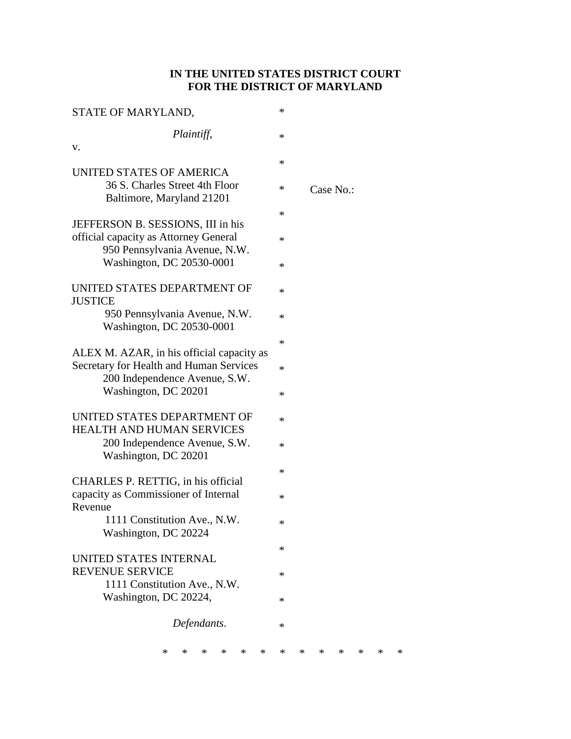**IN THE UNITED STATES DISTRICT COURT**
**FOR THE DISTRICT OF MARYLAND**

STATE OF MARYLAND,

*Plaintiff*,

v.

UNITED STATES OF AMERICA
36 S. Charles Street 4th Floor
Baltimore, Maryland 21201

JEFFERSON B. SESSIONS, III in his official capacity as Attorney General
950 Pennsylvania Avenue, N.W.
Washington, DC 20530-0001

UNITED STATES DEPARTMENT OF JUSTICE
950 Pennsylvania Avenue, N.W.
Washington, DC 20530-0001

ALEX M. AZAR, in his official capacity as Secretary for Health and Human Services
200 Independence Avenue, S.W.
Washington, DC 20201

UNITED STATES DEPARTMENT OF HEALTH AND HUMAN SERVICES
200 Independence Avenue, S.W.
Washington, DC 20201

CHARLES P. RETTIG, in his official capacity as Commissioner of Internal Revenue
1111 Constitution Ave., N.W.
Washington, DC 20224

UNITED STATES INTERNAL REVENUE SERVICE
1111 Constitution Ave., N.W.
Washington, DC 20224,

*Defendants*.

Case No.:

\* \* \* \* \* \* \* \* \* \* \* \* \*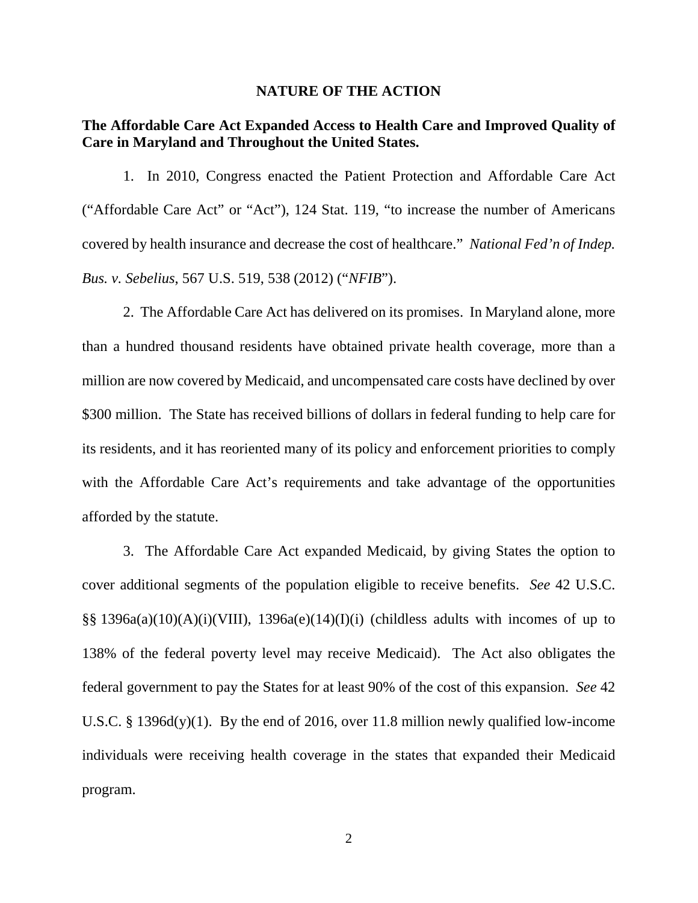## NATURE OF THE ACTION

### The Affordable Care Act Expanded Access to Health Care and Improved Quality of Care in Maryland and Throughout the United States.

1. In 2010, Congress enacted the Patient Protection and Affordable Care Act ("Affordable Care Act" or "Act"), 124 Stat. 119, "to increase the number of Americans covered by health insurance and decrease the cost of healthcare." *National Fed'n of Indep. Bus. v. Sebelius*, 567 U.S. 519, 538 (2012) ("*NFIB*").

2. The Affordable Care Act has delivered on its promises. In Maryland alone, more than a hundred thousand residents have obtained private health coverage, more than a million are now covered by Medicaid, and uncompensated care costs have declined by over $300 million. The State has received billions of dollars in federal funding to help care for its residents, and it has reoriented many of its policy and enforcement priorities to comply with the Affordable Care Act's requirements and take advantage of the opportunities afforded by the statute.

3. The Affordable Care Act expanded Medicaid, by giving States the option to cover additional segments of the population eligible to receive benefits. *See* 42 U.S.C. §§ 1396a(a)(10)(A)(i)(VIII), 1396a(e)(14)(I)(i) (childless adults with incomes of up to 138% of the federal poverty level may receive Medicaid). The Act also obligates the federal government to pay the States for at least 90% of the cost of this expansion. *See* 42 U.S.C. § 1396d(y)(1). By the end of 2016, over 11.8 million newly qualified low-income individuals were receiving health coverage in the states that expanded their Medicaid program.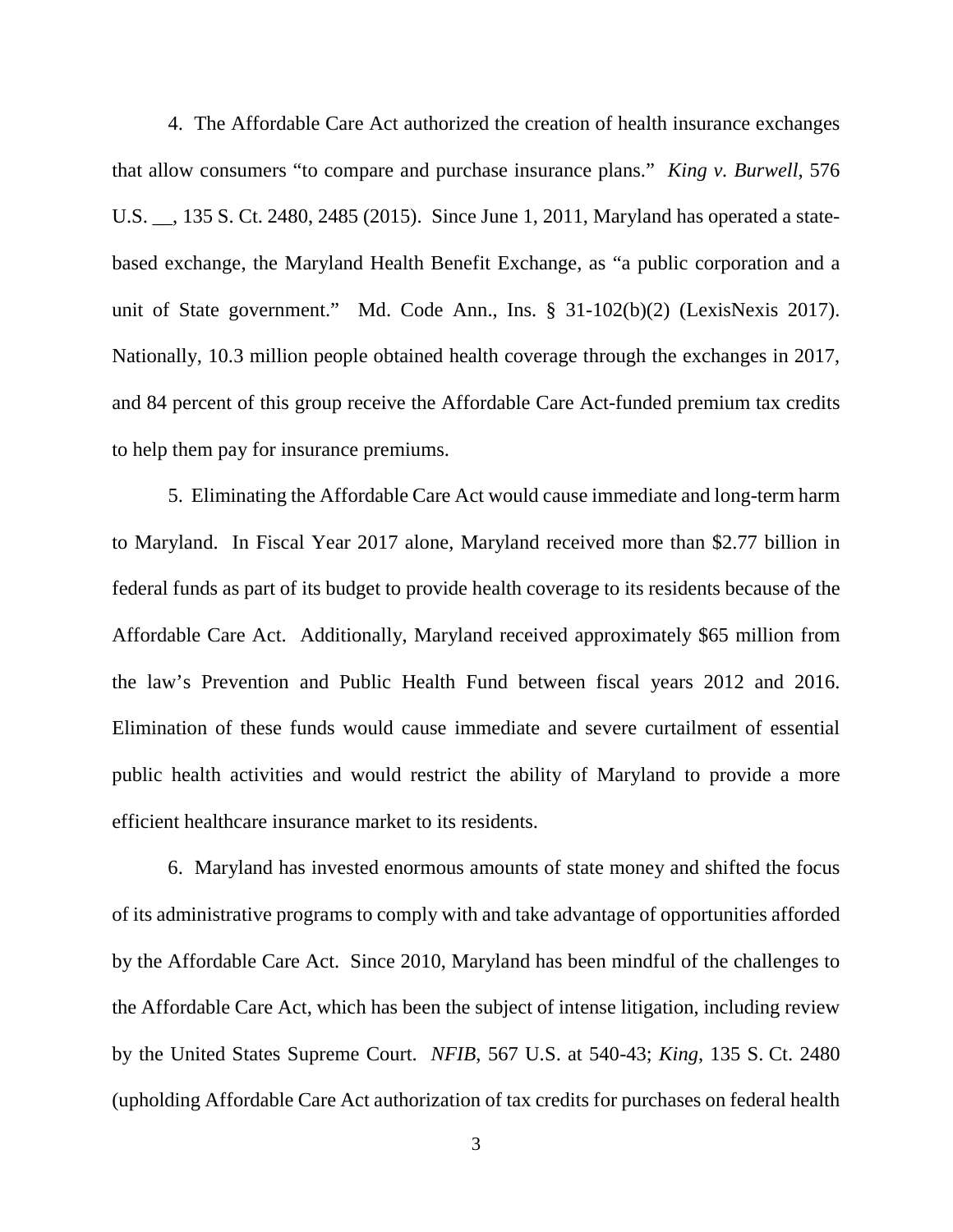4. The Affordable Care Act authorized the creation of health insurance exchanges that allow consumers "to compare and purchase insurance plans." *King v. Burwell*, 576 U.S. __, 135 S. Ct. 2480, 2485 (2015). Since June 1, 2011, Maryland has operated a state-based exchange, the Maryland Health Benefit Exchange, as "a public corporation and a unit of State government." Md. Code Ann., Ins. § 31-102(b)(2) (LexisNexis 2017). Nationally, 10.3 million people obtained health coverage through the exchanges in 2017, and 84 percent of this group receive the Affordable Care Act-funded premium tax credits to help them pay for insurance premiums.

5. Eliminating the Affordable Care Act would cause immediate and long-term harm to Maryland. In Fiscal Year 2017 alone, Maryland received more than $2.77 billion in federal funds as part of its budget to provide health coverage to its residents because of the Affordable Care Act. Additionally, Maryland received approximately $65 million from the law's Prevention and Public Health Fund between fiscal years 2012 and 2016. Elimination of these funds would cause immediate and severe curtailment of essential public health activities and would restrict the ability of Maryland to provide a more efficient healthcare insurance market to its residents.

6. Maryland has invested enormous amounts of state money and shifted the focus of its administrative programs to comply with and take advantage of opportunities afforded by the Affordable Care Act. Since 2010, Maryland has been mindful of the challenges to the Affordable Care Act, which has been the subject of intense litigation, including review by the United States Supreme Court. *NFIB*, 567 U.S. at 540-43; *King*, 135 S. Ct. 2480 (upholding Affordable Care Act authorization of tax credits for purchases on federal health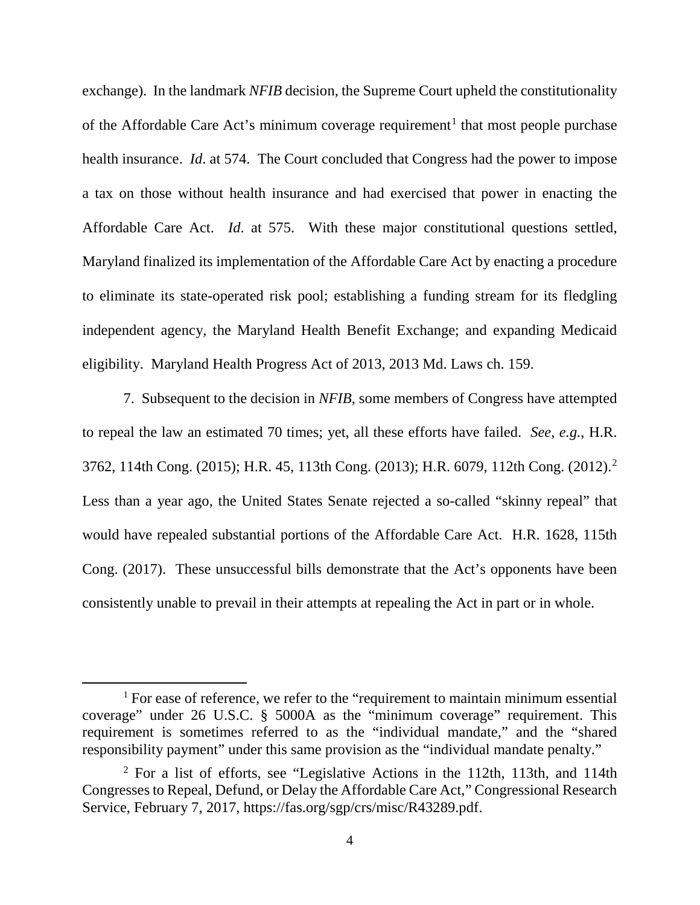exchange). In the landmark *NFIB* decision, the Supreme Court upheld the constitutionality of the Affordable Care Act's minimum coverage requirement[1] that most people purchase health insurance. *Id*. at 574. The Court concluded that Congress had the power to impose a tax on those without health insurance and had exercised that power in enacting the Affordable Care Act. *Id*. at 575. With these major constitutional questions settled, Maryland finalized its implementation of the Affordable Care Act by enacting a procedure to eliminate its state-operated risk pool; establishing a funding stream for its fledgling independent agency, the Maryland Health Benefit Exchange; and expanding Medicaid eligibility. Maryland Health Progress Act of 2013, 2013 Md. Laws ch. 159.

7. Subsequent to the decision in *NFIB*, some members of Congress have attempted to repeal the law an estimated 70 times; yet, all these efforts have failed. *See, e.g.*, H.R. 3762, 114th Cong. (2015); H.R. 45, 113th Cong. (2013); H.R. 6079, 112th Cong. (2012).[2] Less than a year ago, the United States Senate rejected a so-called "skinny repeal" that would have repealed substantial portions of the Affordable Care Act. H.R. 1628, 115th Cong. (2017). These unsuccessful bills demonstrate that the Act's opponents have been consistently unable to prevail in their attempts at repealing the Act in part or in whole.

---

[1] For ease of reference, we refer to the "requirement to maintain minimum essential coverage" under 26 U.S.C. § 5000A as the "minimum coverage" requirement. This requirement is sometimes referred to as the "individual mandate," and the "shared responsibility payment" under this same provision as the "individual mandate penalty."

[2] For a list of efforts, see "Legislative Actions in the 112th, 113th, and 114th Congresses to Repeal, Defund, or Delay the Affordable Care Act," Congressional Research Service, February 7, 2017, https://fas.org/sgp/crs/misc/R43289.pdf.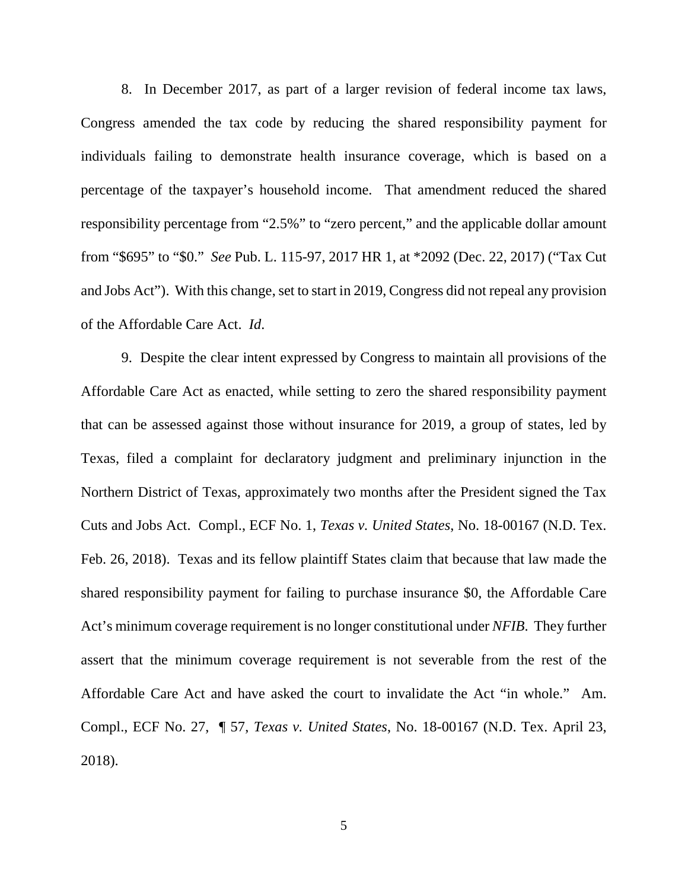8. In December 2017, as part of a larger revision of federal income tax laws, Congress amended the tax code by reducing the shared responsibility payment for individuals failing to demonstrate health insurance coverage, which is based on a percentage of the taxpayer's household income. That amendment reduced the shared responsibility percentage from "2.5%" to "zero percent," and the applicable dollar amount from "$695" to "$0." *See* Pub. L. 115-97, 2017 HR 1, at *2092 (Dec. 22, 2017) ("Tax Cut and Jobs Act"). With this change, set to start in 2019, Congress did not repeal any provision of the Affordable Care Act. *Id*.

9. Despite the clear intent expressed by Congress to maintain all provisions of the Affordable Care Act as enacted, while setting to zero the shared responsibility payment that can be assessed against those without insurance for 2019, a group of states, led by Texas, filed a complaint for declaratory judgment and preliminary injunction in the Northern District of Texas, approximately two months after the President signed the Tax Cuts and Jobs Act. Compl., ECF No. 1, *Texas v. United States*, No. 18-00167 (N.D. Tex. Feb. 26, 2018). Texas and its fellow plaintiff States claim that because that law made the shared responsibility payment for failing to purchase insurance $0, the Affordable Care Act's minimum coverage requirement is no longer constitutional under *NFIB*. They further assert that the minimum coverage requirement is not severable from the rest of the Affordable Care Act and have asked the court to invalidate the Act "in whole." Am. Compl., ECF No. 27, ¶ 57, *Texas v. United States*, No. 18-00167 (N.D. Tex. April 23, 2018).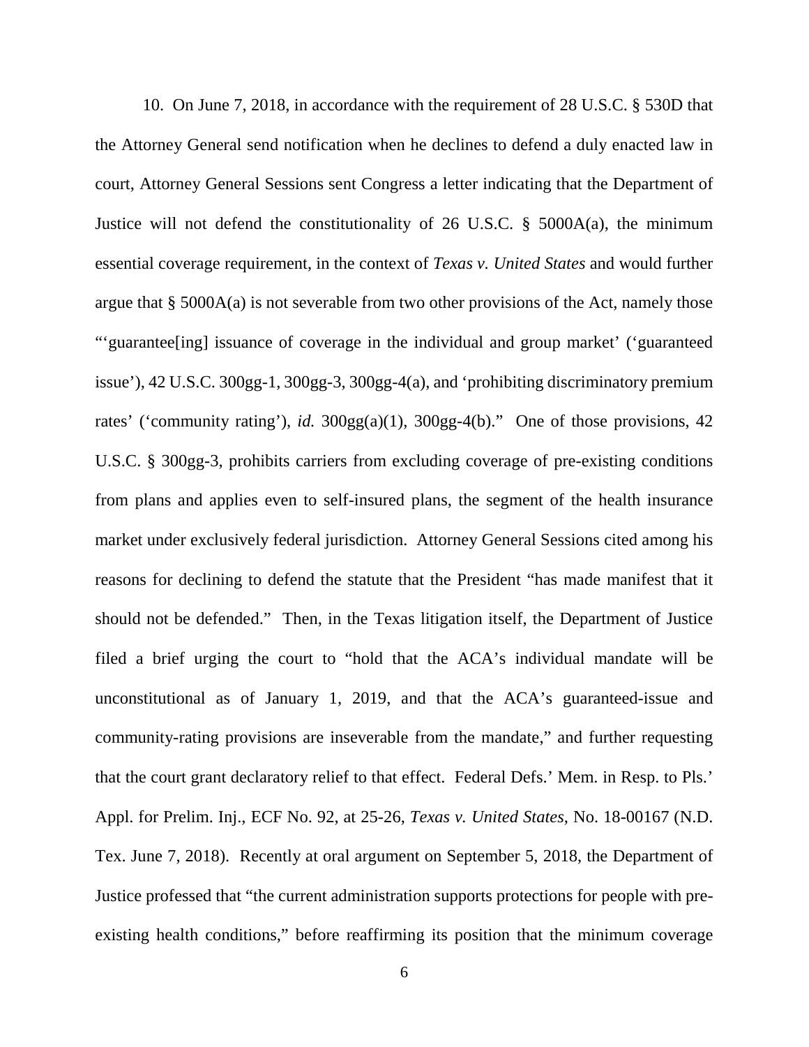10. On June 7, 2018, in accordance with the requirement of 28 U.S.C. § 530D that the Attorney General send notification when he declines to defend a duly enacted law in court, Attorney General Sessions sent Congress a letter indicating that the Department of Justice will not defend the constitutionality of 26 U.S.C. § 5000A(a), the minimum essential coverage requirement, in the context of *Texas v. United States* and would further argue that § 5000A(a) is not severable from two other provisions of the Act, namely those "'guarantee[ing] issuance of coverage in the individual and group market' ('guaranteed issue'), 42 U.S.C. 300gg-1, 300gg-3, 300gg-4(a), and 'prohibiting discriminatory premium rates' ('community rating'), *id.* 300gg(a)(1), 300gg-4(b)." One of those provisions, 42 U.S.C. § 300gg-3, prohibits carriers from excluding coverage of pre-existing conditions from plans and applies even to self-insured plans, the segment of the health insurance market under exclusively federal jurisdiction. Attorney General Sessions cited among his reasons for declining to defend the statute that the President "has made manifest that it should not be defended." Then, in the Texas litigation itself, the Department of Justice filed a brief urging the court to "hold that the ACA's individual mandate will be unconstitutional as of January 1, 2019, and that the ACA's guaranteed-issue and community-rating provisions are inseverable from the mandate," and further requesting that the court grant declaratory relief to that effect. Federal Defs.' Mem. in Resp. to Pls.' Appl. for Prelim. Inj., ECF No. 92, at 25-26, *Texas v. United States*, No. 18-00167 (N.D. Tex. June 7, 2018). Recently at oral argument on September 5, 2018, the Department of Justice professed that "the current administration supports protections for people with pre-existing health conditions," before reaffirming its position that the minimum coverage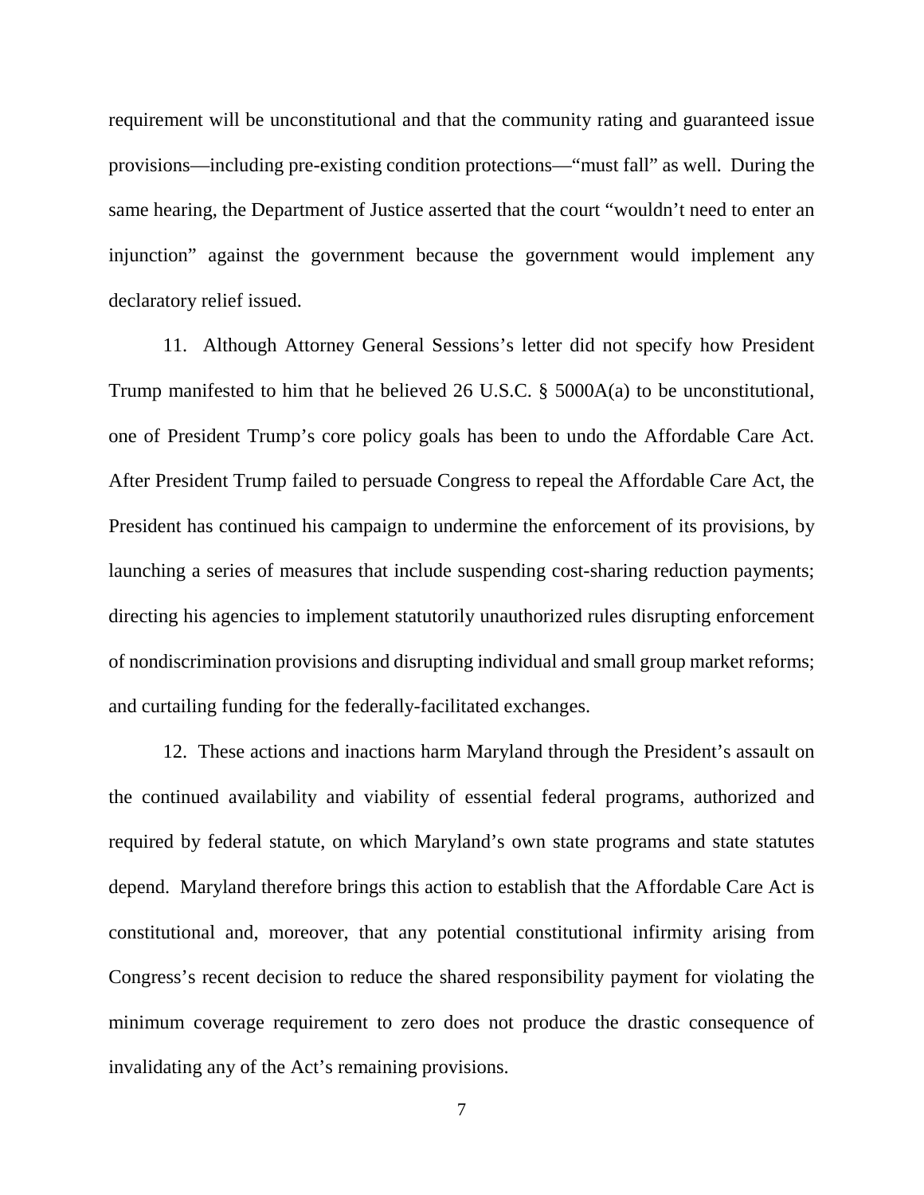requirement will be unconstitutional and that the community rating and guaranteed issue provisions—including pre-existing condition protections—"must fall" as well. During the same hearing, the Department of Justice asserted that the court "wouldn't need to enter an injunction" against the government because the government would implement any declaratory relief issued.

11. Although Attorney General Sessions's letter did not specify how President Trump manifested to him that he believed 26 U.S.C. § 5000A(a) to be unconstitutional, one of President Trump's core policy goals has been to undo the Affordable Care Act. After President Trump failed to persuade Congress to repeal the Affordable Care Act, the President has continued his campaign to undermine the enforcement of its provisions, by launching a series of measures that include suspending cost-sharing reduction payments; directing his agencies to implement statutorily unauthorized rules disrupting enforcement of nondiscrimination provisions and disrupting individual and small group market reforms; and curtailing funding for the federally-facilitated exchanges.

12. These actions and inactions harm Maryland through the President's assault on the continued availability and viability of essential federal programs, authorized and required by federal statute, on which Maryland's own state programs and state statutes depend. Maryland therefore brings this action to establish that the Affordable Care Act is constitutional and, moreover, that any potential constitutional infirmity arising from Congress's recent decision to reduce the shared responsibility payment for violating the minimum coverage requirement to zero does not produce the drastic consequence of invalidating any of the Act's remaining provisions.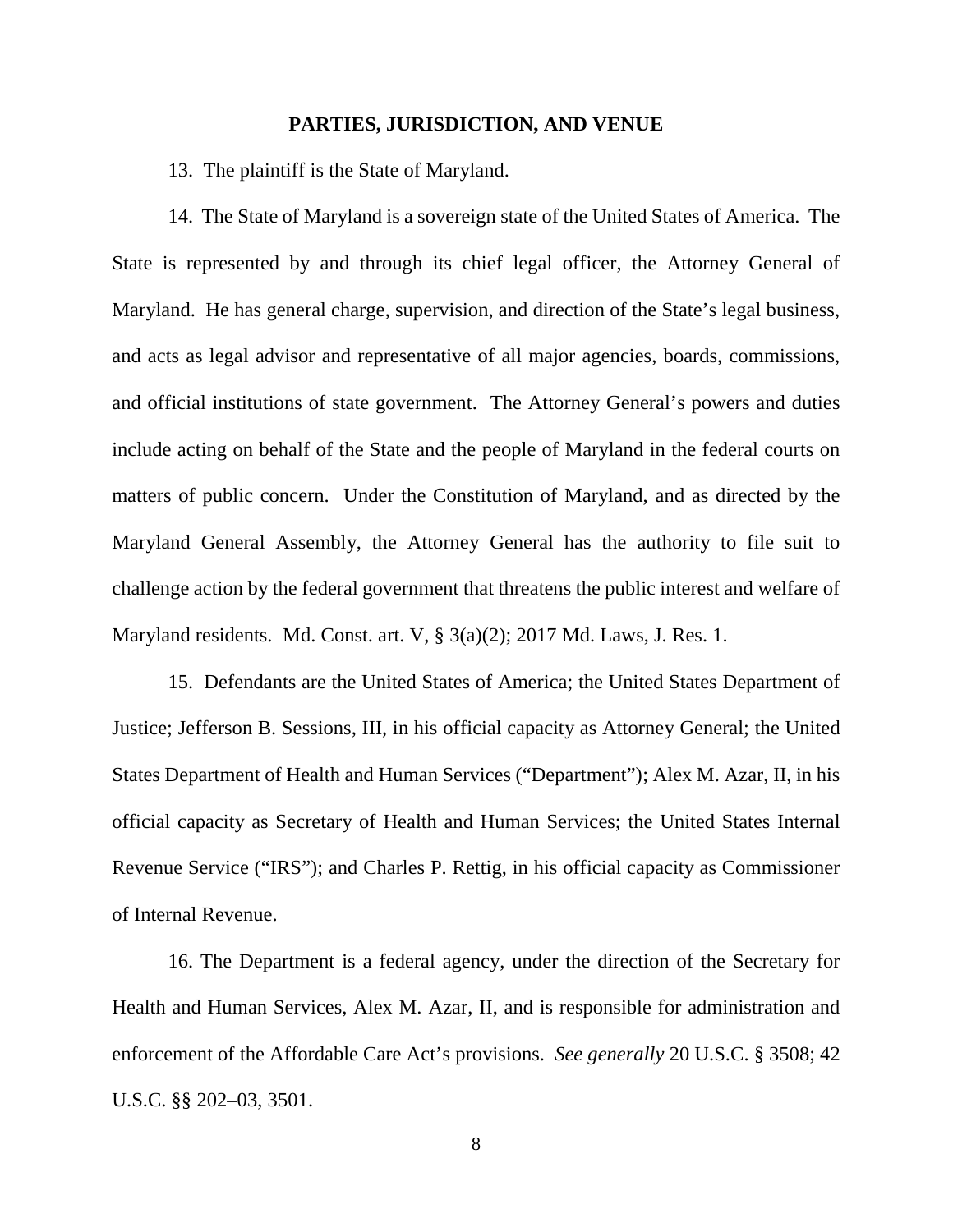## PARTIES, JURISDICTION, AND VENUE

13. The plaintiff is the State of Maryland.

14. The State of Maryland is a sovereign state of the United States of America. The State is represented by and through its chief legal officer, the Attorney General of Maryland. He has general charge, supervision, and direction of the State's legal business, and acts as legal advisor and representative of all major agencies, boards, commissions, and official institutions of state government. The Attorney General's powers and duties include acting on behalf of the State and the people of Maryland in the federal courts on matters of public concern. Under the Constitution of Maryland, and as directed by the Maryland General Assembly, the Attorney General has the authority to file suit to challenge action by the federal government that threatens the public interest and welfare of Maryland residents. Md. Const. art. V, § 3(a)(2); 2017 Md. Laws, J. Res. 1.

15. Defendants are the United States of America; the United States Department of Justice; Jefferson B. Sessions, III, in his official capacity as Attorney General; the United States Department of Health and Human Services ("Department"); Alex M. Azar, II, in his official capacity as Secretary of Health and Human Services; the United States Internal Revenue Service ("IRS"); and Charles P. Rettig, in his official capacity as Commissioner of Internal Revenue.

16. The Department is a federal agency, under the direction of the Secretary for Health and Human Services, Alex M. Azar, II, and is responsible for administration and enforcement of the Affordable Care Act's provisions. *See generally* 20 U.S.C. § 3508; 42 U.S.C. §§ 202–03, 3501.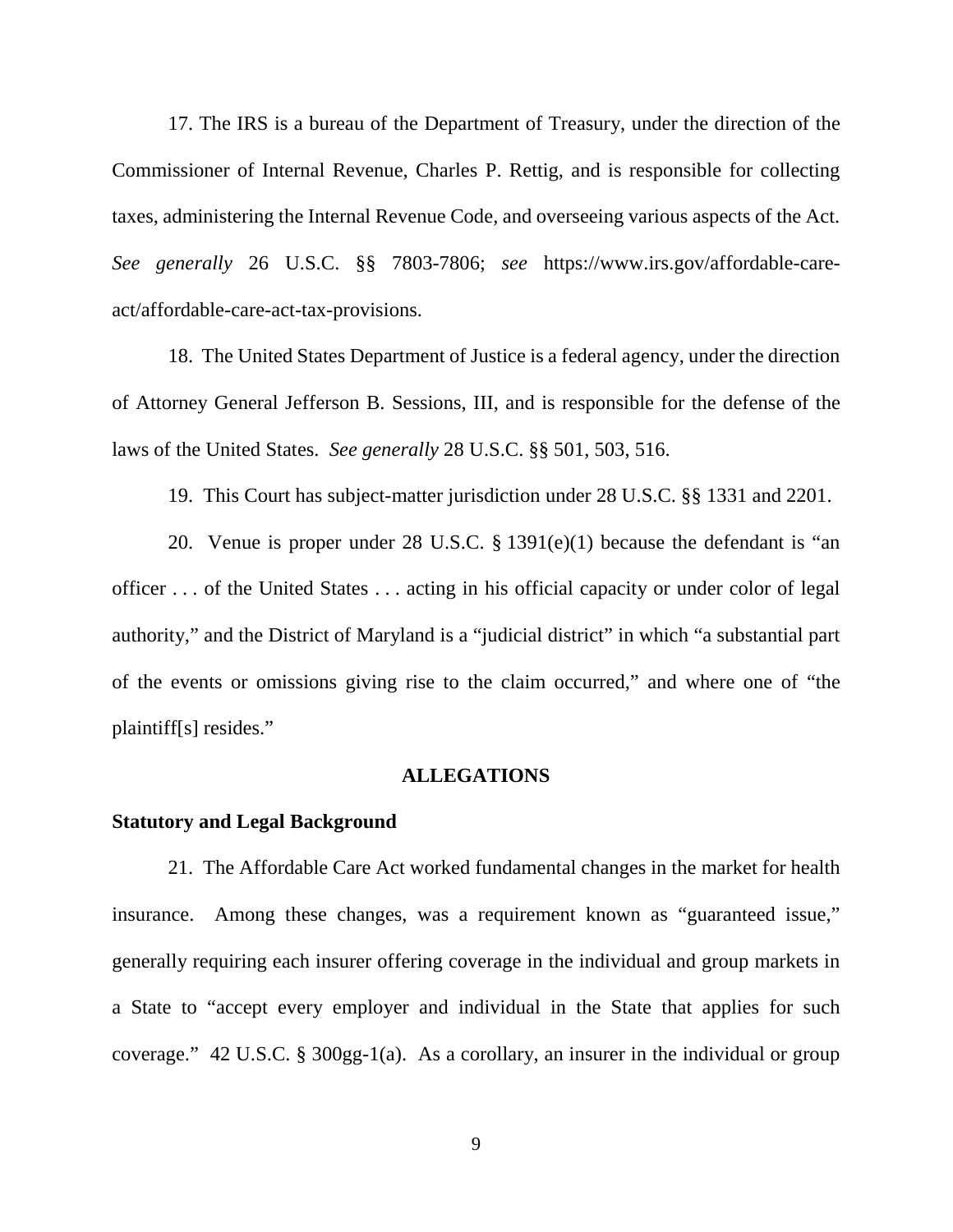17. The IRS is a bureau of the Department of Treasury, under the direction of the Commissioner of Internal Revenue, Charles P. Rettig, and is responsible for collecting taxes, administering the Internal Revenue Code, and overseeing various aspects of the Act. *See generally* 26 U.S.C. §§ 7803-7806; *see* https://www.irs.gov/affordable-care-act/affordable-care-act-tax-provisions.

18. The United States Department of Justice is a federal agency, under the direction of Attorney General Jefferson B. Sessions, III, and is responsible for the defense of the laws of the United States. *See generally* 28 U.S.C. §§ 501, 503, 516.

19. This Court has subject-matter jurisdiction under 28 U.S.C. §§ 1331 and 2201.

20. Venue is proper under 28 U.S.C. § 1391(e)(1) because the defendant is "an officer . . . of the United States . . . acting in his official capacity or under color of legal authority," and the District of Maryland is a "judicial district" in which "a substantial part of the events or omissions giving rise to the claim occurred," and where one of "the plaintiff[s] resides."

## ALLEGATIONS

### Statutory and Legal Background

21. The Affordable Care Act worked fundamental changes in the market for health insurance. Among these changes, was a requirement known as "guaranteed issue," generally requiring each insurer offering coverage in the individual and group markets in a State to "accept every employer and individual in the State that applies for such coverage." 42 U.S.C. § 300gg-1(a). As a corollary, an insurer in the individual or group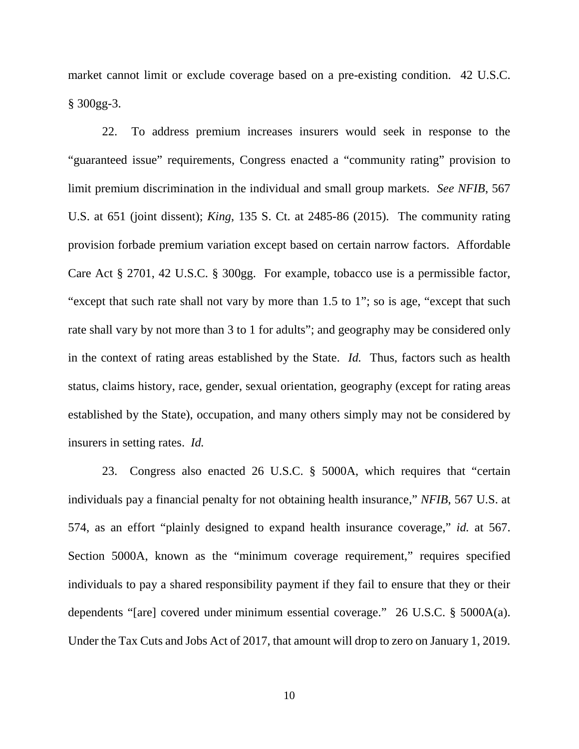market cannot limit or exclude coverage based on a pre-existing condition. 42 U.S.C. § 300gg-3.

22. To address premium increases insurers would seek in response to the "guaranteed issue" requirements, Congress enacted a "community rating" provision to limit premium discrimination in the individual and small group markets. *See NFIB*, 567 U.S. at 651 (joint dissent); *King*, 135 S. Ct. at 2485-86 (2015). The community rating provision forbade premium variation except based on certain narrow factors. Affordable Care Act § 2701, 42 U.S.C. § 300gg. For example, tobacco use is a permissible factor, "except that such rate shall not vary by more than 1.5 to 1"; so is age, "except that such rate shall vary by not more than 3 to 1 for adults"; and geography may be considered only in the context of rating areas established by the State. *Id.* Thus, factors such as health status, claims history, race, gender, sexual orientation, geography (except for rating areas established by the State), occupation, and many others simply may not be considered by insurers in setting rates. *Id.*

23. Congress also enacted 26 U.S.C. § 5000A, which requires that "certain individuals pay a financial penalty for not obtaining health insurance," *NFIB*, 567 U.S. at 574, as an effort "plainly designed to expand health insurance coverage," *id.* at 567. Section 5000A, known as the "minimum coverage requirement," requires specified individuals to pay a shared responsibility payment if they fail to ensure that they or their dependents "[are] covered under minimum essential coverage." 26 U.S.C. § 5000A(a). Under the Tax Cuts and Jobs Act of 2017, that amount will drop to zero on January 1, 2019.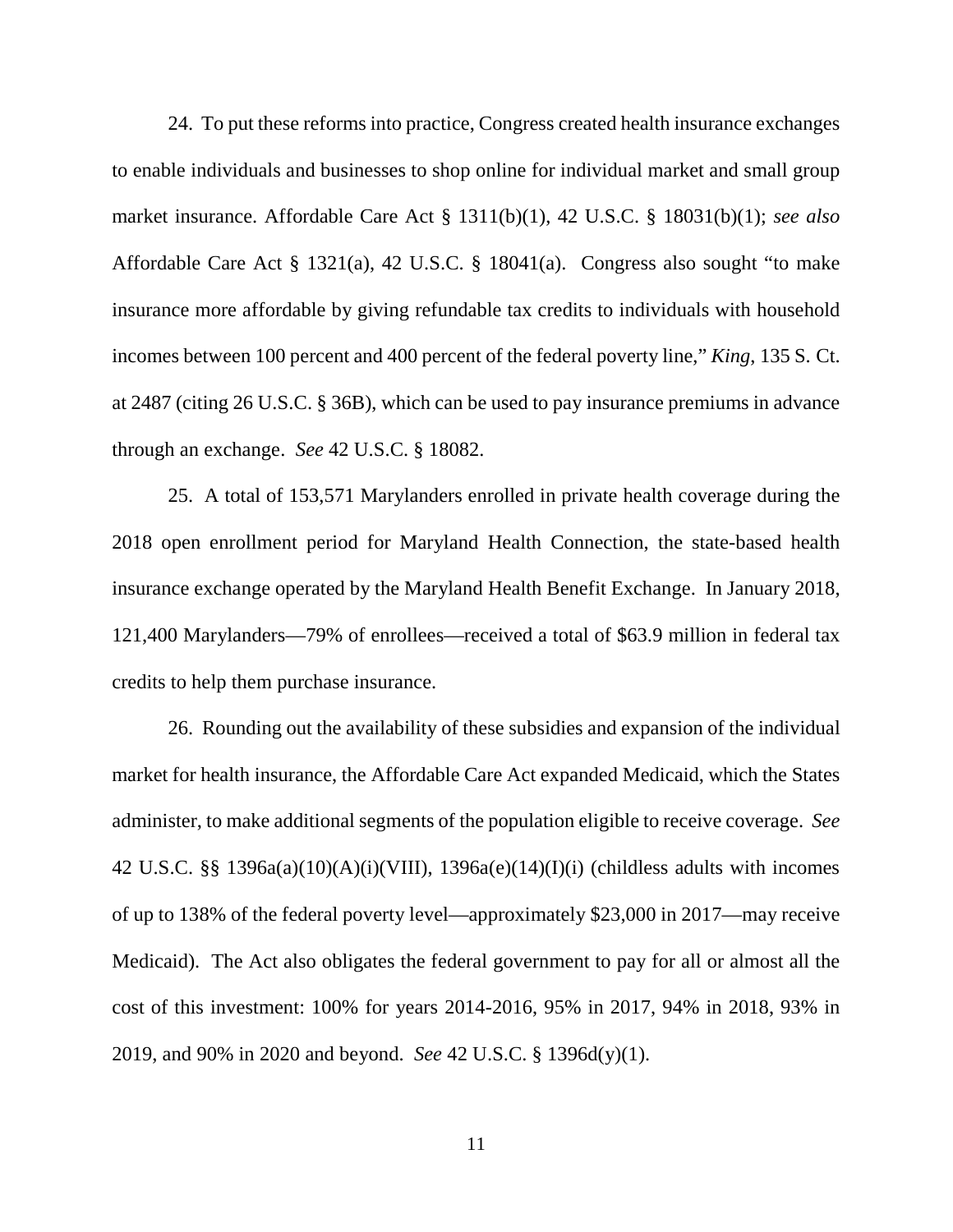24. To put these reforms into practice, Congress created health insurance exchanges to enable individuals and businesses to shop online for individual market and small group market insurance. Affordable Care Act § 1311(b)(1), 42 U.S.C. § 18031(b)(1); *see also* Affordable Care Act § 1321(a), 42 U.S.C. § 18041(a). Congress also sought "to make insurance more affordable by giving refundable tax credits to individuals with household incomes between 100 percent and 400 percent of the federal poverty line," *King*, 135 S. Ct. at 2487 (citing 26 U.S.C. § 36B), which can be used to pay insurance premiums in advance through an exchange. *See* 42 U.S.C. § 18082.

25. A total of 153,571 Marylanders enrolled in private health coverage during the 2018 open enrollment period for Maryland Health Connection, the state-based health insurance exchange operated by the Maryland Health Benefit Exchange. In January 2018, 121,400 Marylanders—79% of enrollees—received a total of $63.9 million in federal tax credits to help them purchase insurance.

26. Rounding out the availability of these subsidies and expansion of the individual market for health insurance, the Affordable Care Act expanded Medicaid, which the States administer, to make additional segments of the population eligible to receive coverage. *See* 42 U.S.C. §§ 1396a(a)(10)(A)(i)(VIII), 1396a(e)(14)(I)(i) (childless adults with incomes of up to 138% of the federal poverty level—approximately $23,000 in 2017—may receive Medicaid). The Act also obligates the federal government to pay for all or almost all the cost of this investment: 100% for years 2014-2016, 95% in 2017, 94% in 2018, 93% in 2019, and 90% in 2020 and beyond. *See* 42 U.S.C. § 1396d(y)(1).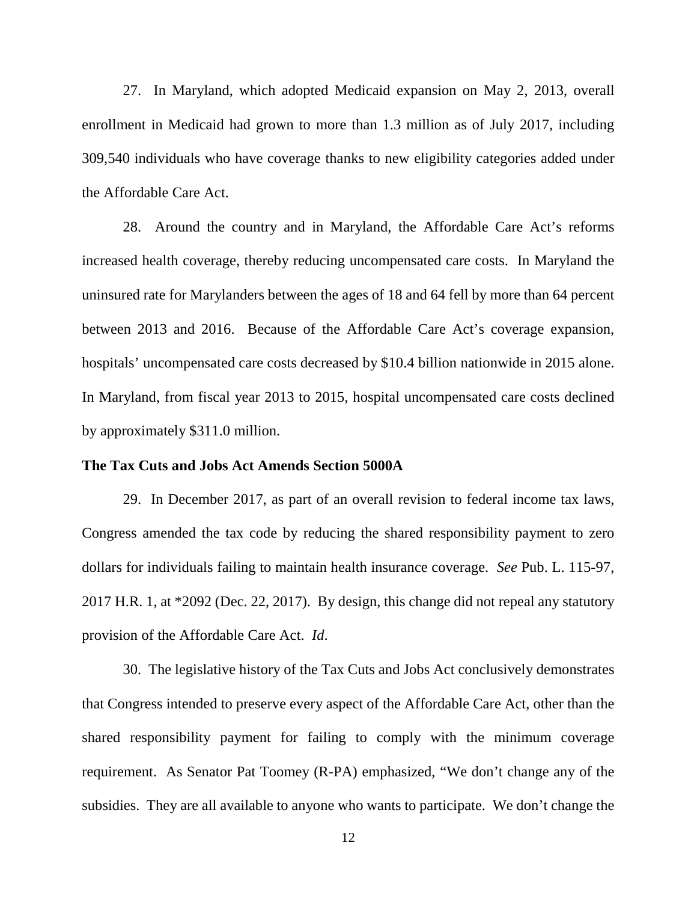27. In Maryland, which adopted Medicaid expansion on May 2, 2013, overall enrollment in Medicaid had grown to more than 1.3 million as of July 2017, including 309,540 individuals who have coverage thanks to new eligibility categories added under the Affordable Care Act.

28. Around the country and in Maryland, the Affordable Care Act's reforms increased health coverage, thereby reducing uncompensated care costs. In Maryland the uninsured rate for Marylanders between the ages of 18 and 64 fell by more than 64 percent between 2013 and 2016. Because of the Affordable Care Act's coverage expansion, hospitals' uncompensated care costs decreased by $10.4 billion nationwide in 2015 alone. In Maryland, from fiscal year 2013 to 2015, hospital uncompensated care costs declined by approximately $311.0 million.

**The Tax Cuts and Jobs Act Amends Section 5000A**

29. In December 2017, as part of an overall revision to federal income tax laws, Congress amended the tax code by reducing the shared responsibility payment to zero dollars for individuals failing to maintain health insurance coverage. *See* Pub. L. 115-97, 2017 H.R. 1, at *2092 (Dec. 22, 2017). By design, this change did not repeal any statutory provision of the Affordable Care Act. *Id*.

30. The legislative history of the Tax Cuts and Jobs Act conclusively demonstrates that Congress intended to preserve every aspect of the Affordable Care Act, other than the shared responsibility payment for failing to comply with the minimum coverage requirement. As Senator Pat Toomey (R-PA) emphasized, "We don't change any of the subsidies. They are all available to anyone who wants to participate. We don't change the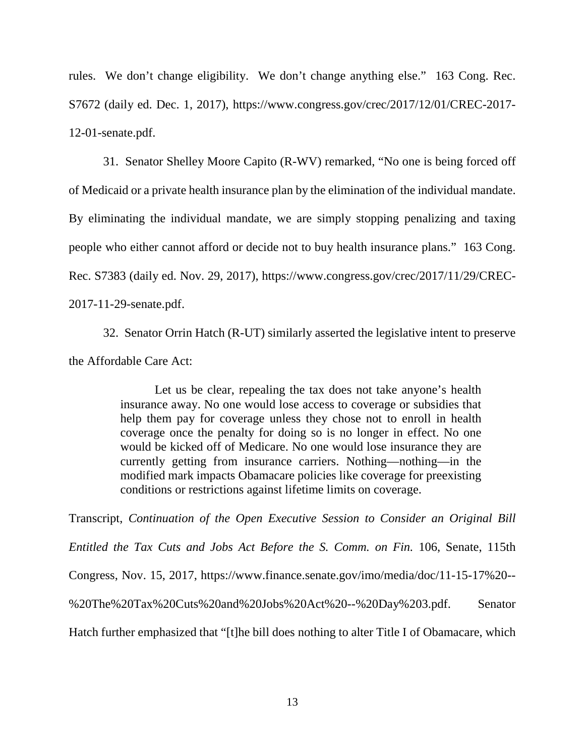rules. We don't change eligibility. We don't change anything else." 163 Cong. Rec. S7672 (daily ed. Dec. 1, 2017), https://www.congress.gov/crec/2017/12/01/CREC-2017-12-01-senate.pdf.

31. Senator Shelley Moore Capito (R-WV) remarked, "No one is being forced off of Medicaid or a private health insurance plan by the elimination of the individual mandate. By eliminating the individual mandate, we are simply stopping penalizing and taxing people who either cannot afford or decide not to buy health insurance plans." 163 Cong. Rec. S7383 (daily ed. Nov. 29, 2017), https://www.congress.gov/crec/2017/11/29/CREC-2017-11-29-senate.pdf.

32. Senator Orrin Hatch (R-UT) similarly asserted the legislative intent to preserve the Affordable Care Act:

> Let us be clear, repealing the tax does not take anyone's health insurance away. No one would lose access to coverage or subsidies that help them pay for coverage unless they chose not to enroll in health coverage once the penalty for doing so is no longer in effect. No one would be kicked off of Medicare. No one would lose insurance they are currently getting from insurance carriers. Nothing—nothing—in the modified mark impacts Obamacare policies like coverage for preexisting conditions or restrictions against lifetime limits on coverage.

Transcript, *Continuation of the Open Executive Session to Consider an Original Bill Entitled the Tax Cuts and Jobs Act Before the S. Comm. on Fin.* 106, Senate, 115th Congress, Nov. 15, 2017, https://www.finance.senate.gov/imo/media/doc/11-15-17%20--%20The%20Tax%20Cuts%20and%20Jobs%20Act%20--%20Day%203.pdf. Senator Hatch further emphasized that "[t]he bill does nothing to alter Title I of Obamacare, which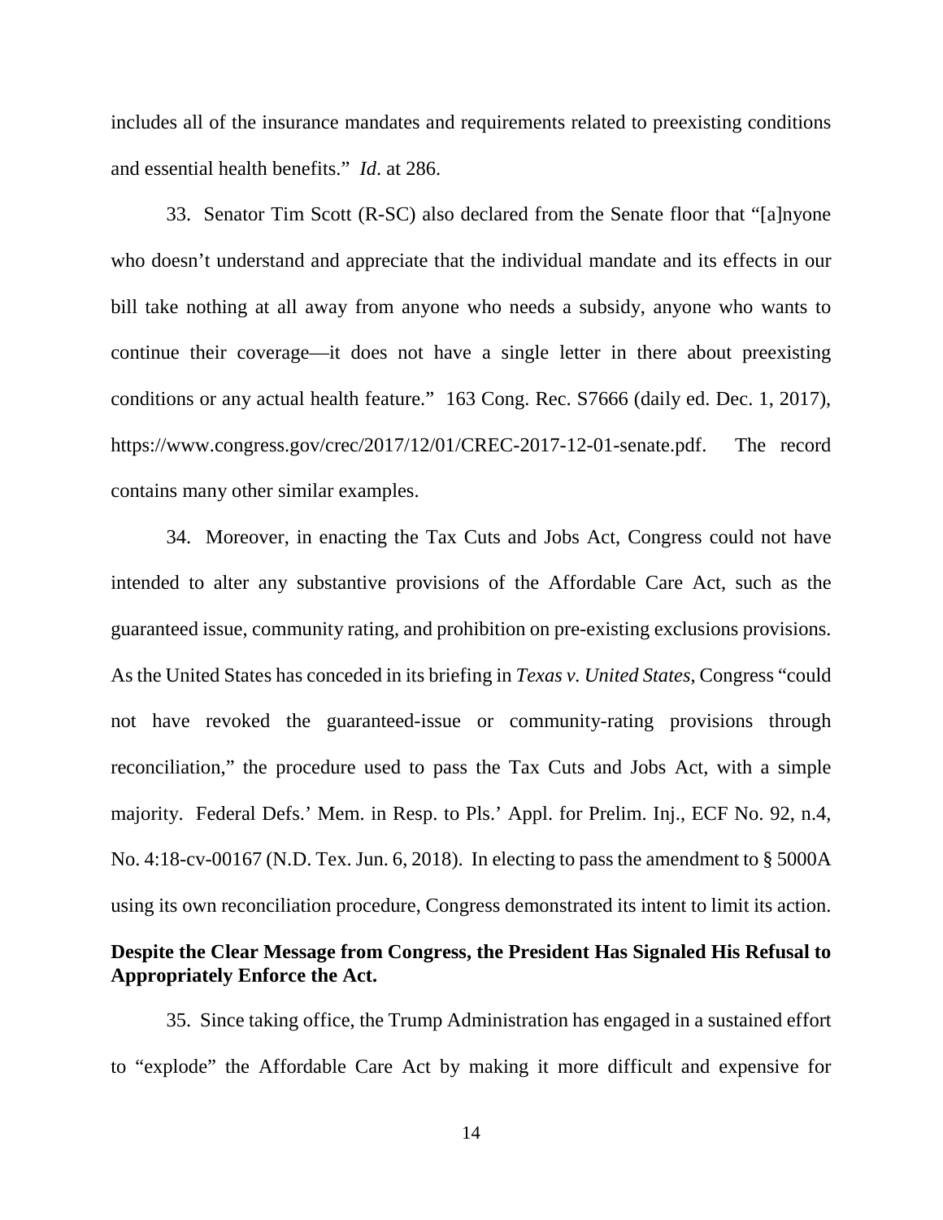includes all of the insurance mandates and requirements related to preexisting conditions and essential health benefits." *Id*. at 286.

33. Senator Tim Scott (R-SC) also declared from the Senate floor that "[a]nyone who doesn't understand and appreciate that the individual mandate and its effects in our bill take nothing at all away from anyone who needs a subsidy, anyone who wants to continue their coverage—it does not have a single letter in there about preexisting conditions or any actual health feature." 163 Cong. Rec. S7666 (daily ed. Dec. 1, 2017), https://www.congress.gov/crec/2017/12/01/CREC-2017-12-01-senate.pdf. The record contains many other similar examples.

34. Moreover, in enacting the Tax Cuts and Jobs Act, Congress could not have intended to alter any substantive provisions of the Affordable Care Act, such as the guaranteed issue, community rating, and prohibition on pre-existing exclusions provisions. As the United States has conceded in its briefing in *Texas v. United States*, Congress "could not have revoked the guaranteed-issue or community-rating provisions through reconciliation," the procedure used to pass the Tax Cuts and Jobs Act, with a simple majority. Federal Defs.' Mem. in Resp. to Pls.' Appl. for Prelim. Inj., ECF No. 92, n.4, No. 4:18-cv-00167 (N.D. Tex. Jun. 6, 2018). In electing to pass the amendment to § 5000A using its own reconciliation procedure, Congress demonstrated its intent to limit its action.

**Despite the Clear Message from Congress, the President Has Signaled His Refusal to Appropriately Enforce the Act.**

35. Since taking office, the Trump Administration has engaged in a sustained effort to "explode" the Affordable Care Act by making it more difficult and expensive for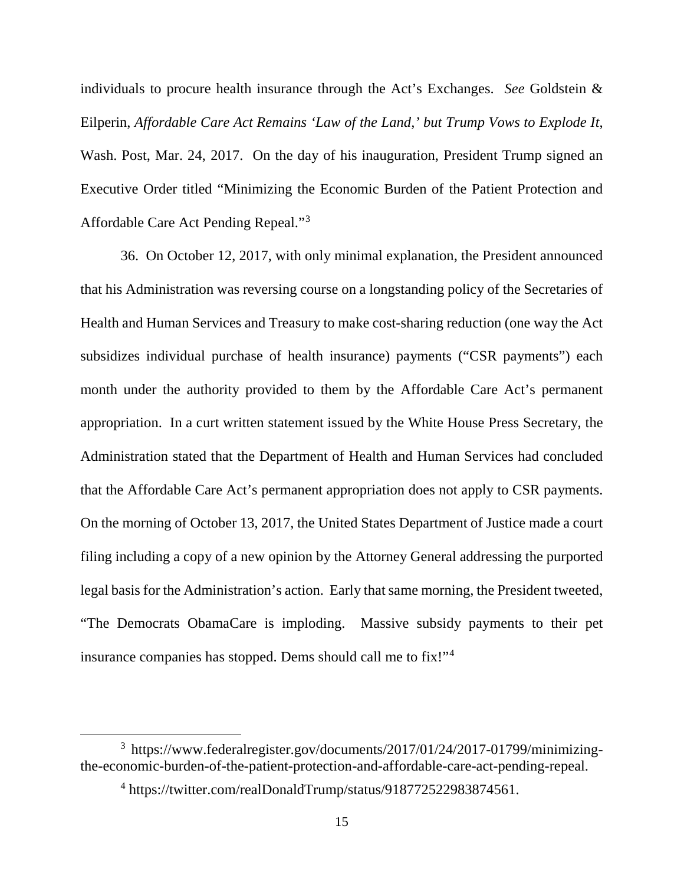individuals to procure health insurance through the Act's Exchanges. *See* Goldstein & Eilperin, *Affordable Care Act Remains 'Law of the Land,' but Trump Vows to Explode It*, Wash. Post, Mar. 24, 2017. On the day of his inauguration, President Trump signed an Executive Order titled "Minimizing the Economic Burden of the Patient Protection and Affordable Care Act Pending Repeal."[3]

36. On October 12, 2017, with only minimal explanation, the President announced that his Administration was reversing course on a longstanding policy of the Secretaries of Health and Human Services and Treasury to make cost-sharing reduction (one way the Act subsidizes individual purchase of health insurance) payments ("CSR payments") each month under the authority provided to them by the Affordable Care Act's permanent appropriation. In a curt written statement issued by the White House Press Secretary, the Administration stated that the Department of Health and Human Services had concluded that the Affordable Care Act's permanent appropriation does not apply to CSR payments. On the morning of October 13, 2017, the United States Department of Justice made a court filing including a copy of a new opinion by the Attorney General addressing the purported legal basis for the Administration's action. Early that same morning, the President tweeted, "The Democrats ObamaCare is imploding. Massive subsidy payments to their pet insurance companies has stopped. Dems should call me to fix!"[4]

---

[3] https://www.federalregister.gov/documents/2017/01/24/2017-01799/minimizing-the-economic-burden-of-the-patient-protection-and-affordable-care-act-pending-repeal.

[4] https://twitter.com/realDonaldTrump/status/918772522983874561.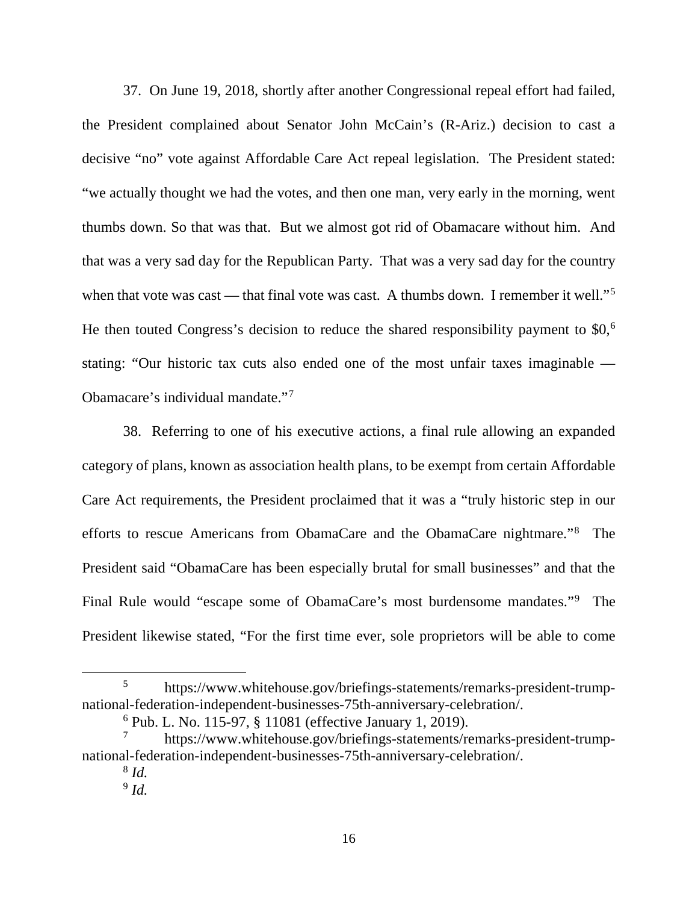37. On June 19, 2018, shortly after another Congressional repeal effort had failed, the President complained about Senator John McCain's (R-Ariz.) decision to cast a decisive "no" vote against Affordable Care Act repeal legislation. The President stated: "we actually thought we had the votes, and then one man, very early in the morning, went thumbs down. So that was that. But we almost got rid of Obamacare without him. And that was a very sad day for the Republican Party. That was a very sad day for the country when that vote was cast — that final vote was cast. A thumbs down. I remember it well."[5] He then touted Congress's decision to reduce the shared responsibility payment to $0,[6] stating: "Our historic tax cuts also ended one of the most unfair taxes imaginable — Obamacare's individual mandate."[7]

38. Referring to one of his executive actions, a final rule allowing an expanded category of plans, known as association health plans, to be exempt from certain Affordable Care Act requirements, the President proclaimed that it was a "truly historic step in our efforts to rescue Americans from ObamaCare and the ObamaCare nightmare."[8] The President said "ObamaCare has been especially brutal for small businesses" and that the Final Rule would "escape some of ObamaCare's most burdensome mandates."[9] The President likewise stated, "For the first time ever, sole proprietors will be able to come

---

[5] https://www.whitehouse.gov/briefings-statements/remarks-president-trump-national-federation-independent-businesses-75th-anniversary-celebration/.

[6] Pub. L. No. 115-97, § 11081 (effective January 1, 2019).

[7] https://www.whitehouse.gov/briefings-statements/remarks-president-trump-national-federation-independent-businesses-75th-anniversary-celebration/.

[8] *Id.*

[9] *Id.*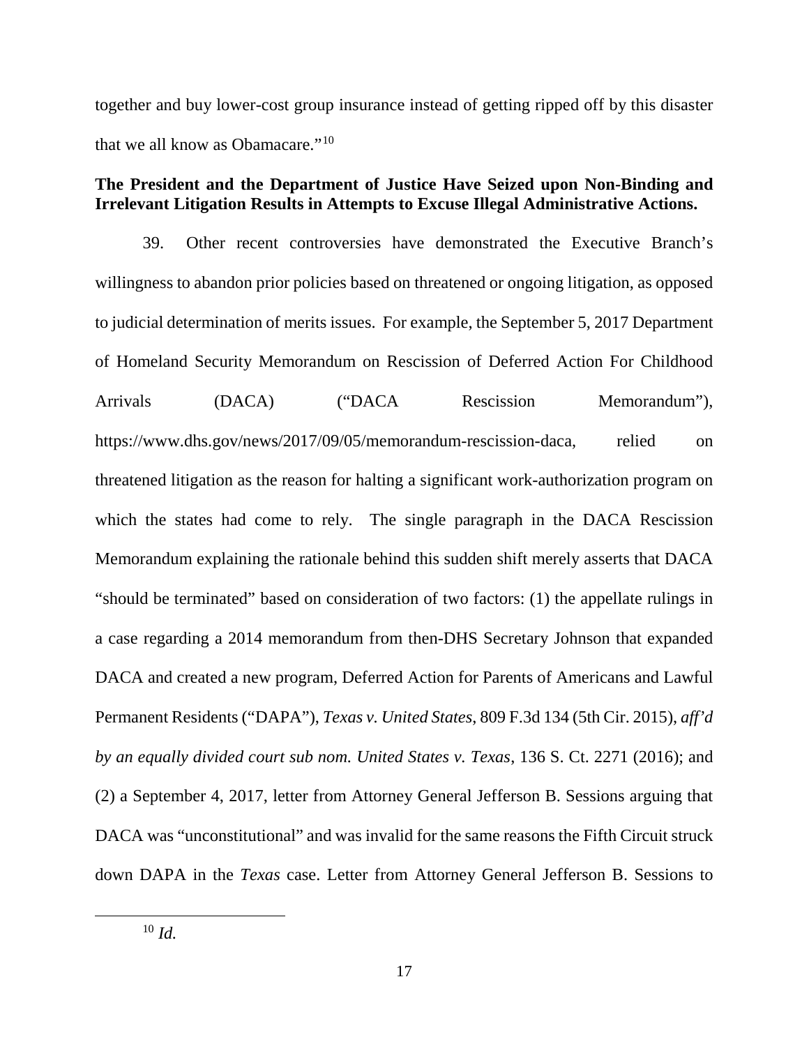together and buy lower-cost group insurance instead of getting ripped off by this disaster that we all know as Obamacare."[10]

**The President and the Department of Justice Have Seized upon Non-Binding and Irrelevant Litigation Results in Attempts to Excuse Illegal Administrative Actions.**

39. Other recent controversies have demonstrated the Executive Branch's willingness to abandon prior policies based on threatened or ongoing litigation, as opposed to judicial determination of merits issues. For example, the September 5, 2017 Department of Homeland Security Memorandum on Rescission of Deferred Action For Childhood Arrivals (DACA) ("DACA Rescission Memorandum"), https://www.dhs.gov/news/2017/09/05/memorandum-rescission-daca, relied on threatened litigation as the reason for halting a significant work-authorization program on which the states had come to rely. The single paragraph in the DACA Rescission Memorandum explaining the rationale behind this sudden shift merely asserts that DACA "should be terminated" based on consideration of two factors: (1) the appellate rulings in a case regarding a 2014 memorandum from then-DHS Secretary Johnson that expanded DACA and created a new program, Deferred Action for Parents of Americans and Lawful Permanent Residents ("DAPA"), *Texas v. United States*, 809 F.3d 134 (5th Cir. 2015), *aff'd by an equally divided court sub nom. United States v. Texas*, 136 S. Ct. 2271 (2016); and (2) a September 4, 2017, letter from Attorney General Jefferson B. Sessions arguing that DACA was "unconstitutional" and was invalid for the same reasons the Fifth Circuit struck down DAPA in the *Texas* case. Letter from Attorney General Jefferson B. Sessions to

[10] *Id.*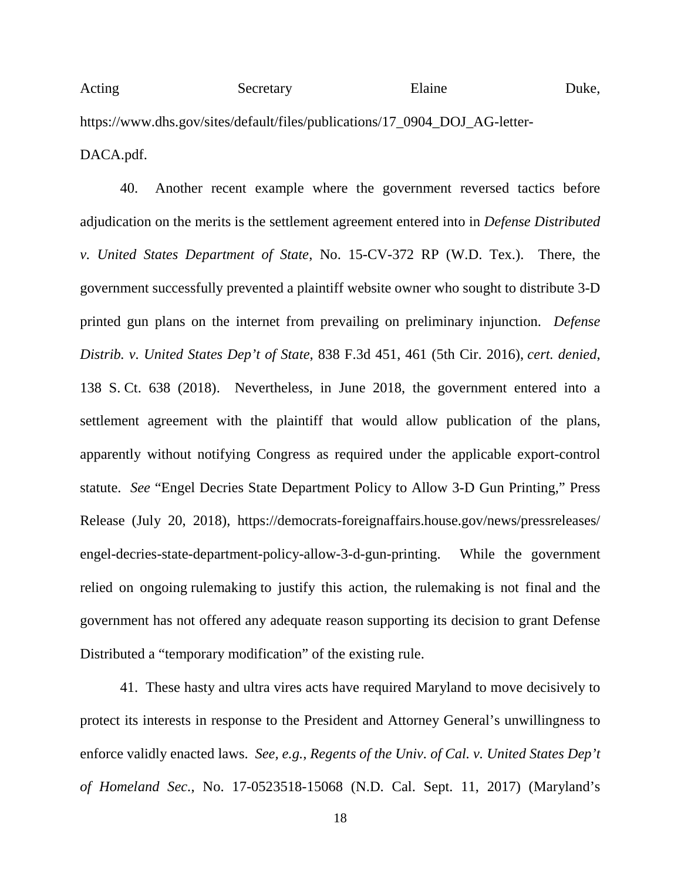Acting Secretary Elaine Duke, https://www.dhs.gov/sites/default/files/publications/17_0904_DOJ_AG-letter-DACA.pdf.

40. Another recent example where the government reversed tactics before adjudication on the merits is the settlement agreement entered into in *Defense Distributed v. United States Department of State*, No. 15-CV-372 RP (W.D. Tex.). There, the government successfully prevented a plaintiff website owner who sought to distribute 3-D printed gun plans on the internet from prevailing on preliminary injunction. *Defense Distrib. v. United States Dep't of State*, 838 F.3d 451, 461 (5th Cir. 2016), *cert. denied*, 138 S. Ct. 638 (2018). Nevertheless, in June 2018, the government entered into a settlement agreement with the plaintiff that would allow publication of the plans, apparently without notifying Congress as required under the applicable export-control statute. *See* "Engel Decries State Department Policy to Allow 3-D Gun Printing," Press Release (July 20, 2018), https://democrats-foreignaffairs.house.gov/news/pressreleases/engel-decries-state-department-policy-allow-3-d-gun-printing. While the government relied on ongoing rulemaking to justify this action, the rulemaking is not final and the government has not offered any adequate reason supporting its decision to grant Defense Distributed a "temporary modification" of the existing rule.

41. These hasty and ultra vires acts have required Maryland to move decisively to protect its interests in response to the President and Attorney General's unwillingness to enforce validly enacted laws. *See, e.g.*, *Regents of the Univ. of Cal. v. United States Dep't of Homeland Sec.*, No. 17-0523518-15068 (N.D. Cal. Sept. 11, 2017) (Maryland's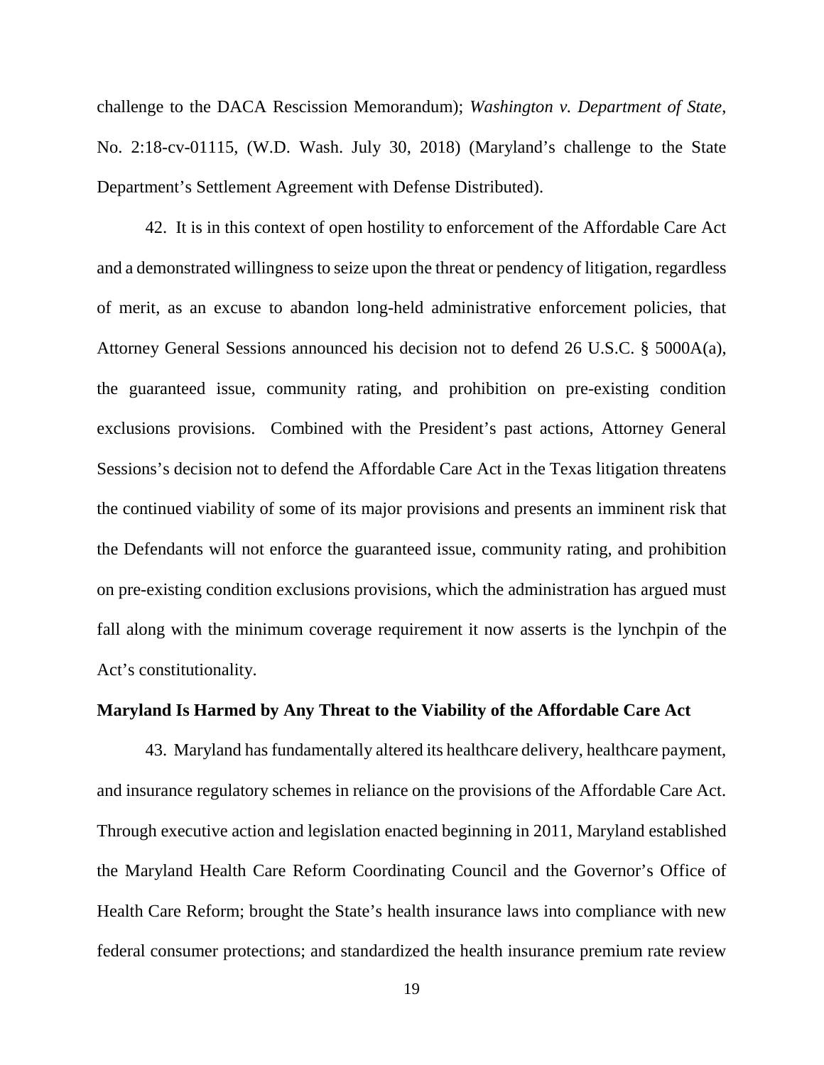challenge to the DACA Rescission Memorandum); *Washington v. Department of State*, No. 2:18-cv-01115, (W.D. Wash. July 30, 2018) (Maryland's challenge to the State Department's Settlement Agreement with Defense Distributed).

42. It is in this context of open hostility to enforcement of the Affordable Care Act and a demonstrated willingness to seize upon the threat or pendency of litigation, regardless of merit, as an excuse to abandon long-held administrative enforcement policies, that Attorney General Sessions announced his decision not to defend 26 U.S.C. § 5000A(a), the guaranteed issue, community rating, and prohibition on pre-existing condition exclusions provisions. Combined with the President's past actions, Attorney General Sessions's decision not to defend the Affordable Care Act in the Texas litigation threatens the continued viability of some of its major provisions and presents an imminent risk that the Defendants will not enforce the guaranteed issue, community rating, and prohibition on pre-existing condition exclusions provisions, which the administration has argued must fall along with the minimum coverage requirement it now asserts is the lynchpin of the Act's constitutionality.

**Maryland Is Harmed by Any Threat to the Viability of the Affordable Care Act**

43. Maryland has fundamentally altered its healthcare delivery, healthcare payment, and insurance regulatory schemes in reliance on the provisions of the Affordable Care Act. Through executive action and legislation enacted beginning in 2011, Maryland established the Maryland Health Care Reform Coordinating Council and the Governor's Office of Health Care Reform; brought the State's health insurance laws into compliance with new federal consumer protections; and standardized the health insurance premium rate review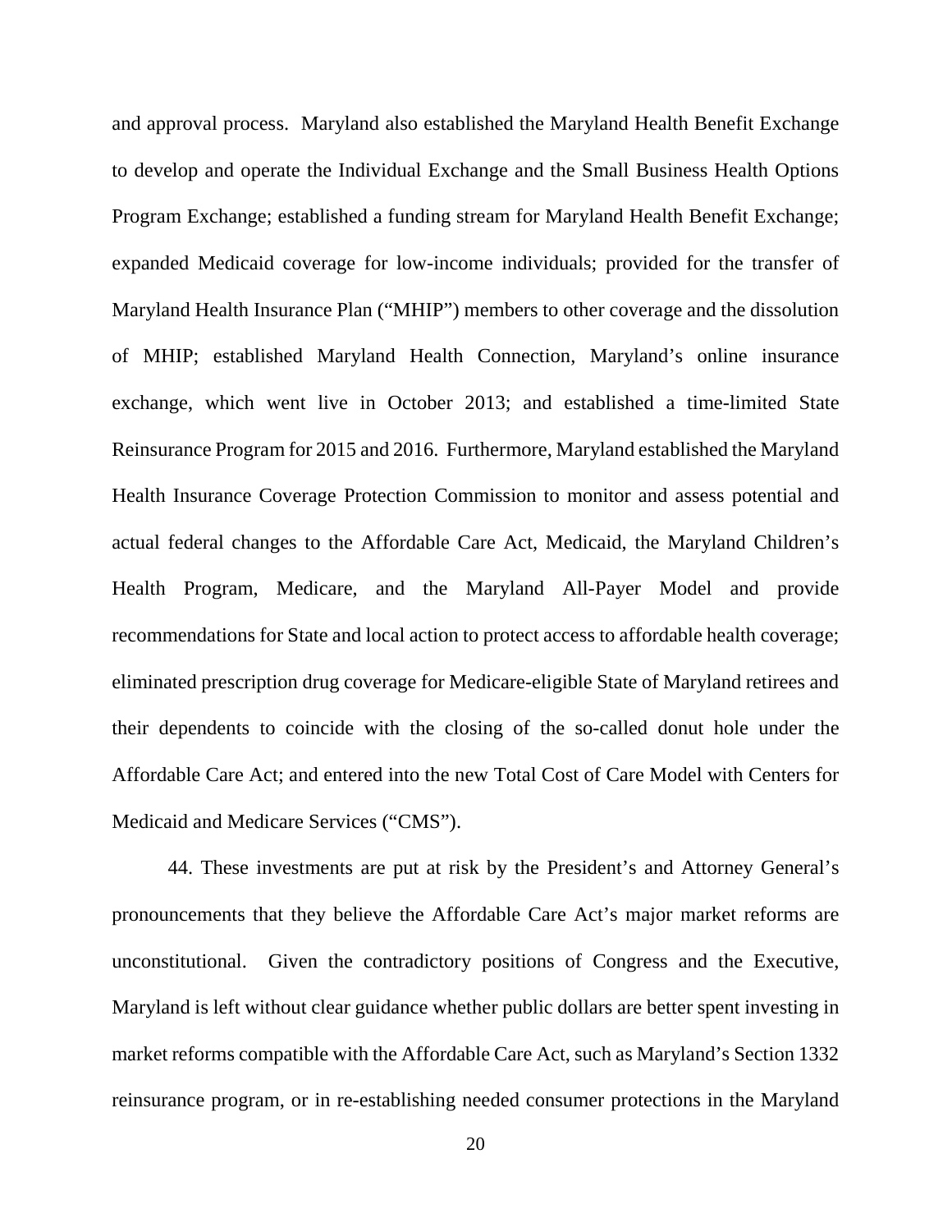and approval process. Maryland also established the Maryland Health Benefit Exchange to develop and operate the Individual Exchange and the Small Business Health Options Program Exchange; established a funding stream for Maryland Health Benefit Exchange; expanded Medicaid coverage for low-income individuals; provided for the transfer of Maryland Health Insurance Plan ("MHIP") members to other coverage and the dissolution of MHIP; established Maryland Health Connection, Maryland's online insurance exchange, which went live in October 2013; and established a time-limited State Reinsurance Program for 2015 and 2016. Furthermore, Maryland established the Maryland Health Insurance Coverage Protection Commission to monitor and assess potential and actual federal changes to the Affordable Care Act, Medicaid, the Maryland Children's Health Program, Medicare, and the Maryland All-Payer Model and provide recommendations for State and local action to protect access to affordable health coverage; eliminated prescription drug coverage for Medicare-eligible State of Maryland retirees and their dependents to coincide with the closing of the so-called donut hole under the Affordable Care Act; and entered into the new Total Cost of Care Model with Centers for Medicaid and Medicare Services ("CMS").

44. These investments are put at risk by the President's and Attorney General's pronouncements that they believe the Affordable Care Act's major market reforms are unconstitutional. Given the contradictory positions of Congress and the Executive, Maryland is left without clear guidance whether public dollars are better spent investing in market reforms compatible with the Affordable Care Act, such as Maryland's Section 1332 reinsurance program, or in re-establishing needed consumer protections in the Maryland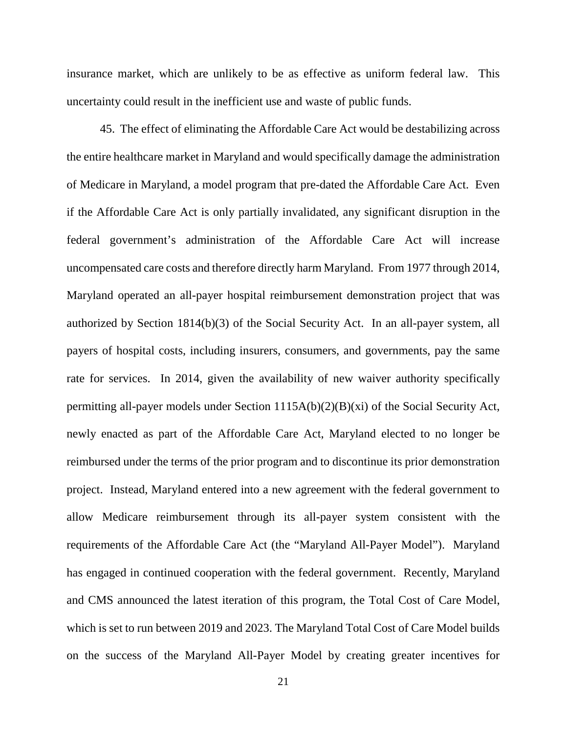insurance market, which are unlikely to be as effective as uniform federal law. This uncertainty could result in the inefficient use and waste of public funds.

45. The effect of eliminating the Affordable Care Act would be destabilizing across the entire healthcare market in Maryland and would specifically damage the administration of Medicare in Maryland, a model program that pre-dated the Affordable Care Act. Even if the Affordable Care Act is only partially invalidated, any significant disruption in the federal government's administration of the Affordable Care Act will increase uncompensated care costs and therefore directly harm Maryland. From 1977 through 2014, Maryland operated an all-payer hospital reimbursement demonstration project that was authorized by Section 1814(b)(3) of the Social Security Act. In an all-payer system, all payers of hospital costs, including insurers, consumers, and governments, pay the same rate for services. In 2014, given the availability of new waiver authority specifically permitting all-payer models under Section 1115A(b)(2)(B)(xi) of the Social Security Act, newly enacted as part of the Affordable Care Act, Maryland elected to no longer be reimbursed under the terms of the prior program and to discontinue its prior demonstration project. Instead, Maryland entered into a new agreement with the federal government to allow Medicare reimbursement through its all-payer system consistent with the requirements of the Affordable Care Act (the "Maryland All-Payer Model"). Maryland has engaged in continued cooperation with the federal government. Recently, Maryland and CMS announced the latest iteration of this program, the Total Cost of Care Model, which is set to run between 2019 and 2023. The Maryland Total Cost of Care Model builds on the success of the Maryland All-Payer Model by creating greater incentives for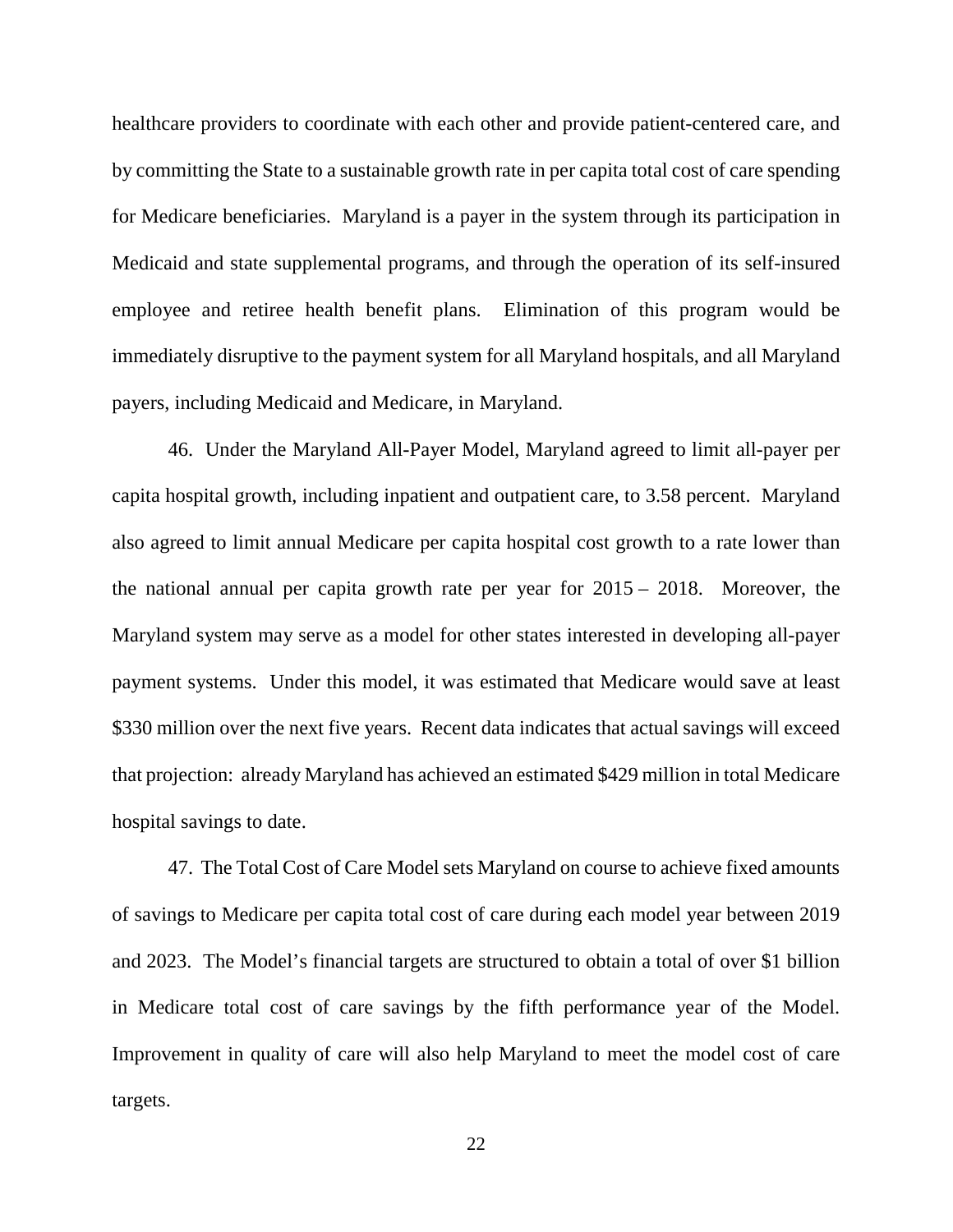healthcare providers to coordinate with each other and provide patient-centered care, and by committing the State to a sustainable growth rate in per capita total cost of care spending for Medicare beneficiaries. Maryland is a payer in the system through its participation in Medicaid and state supplemental programs, and through the operation of its self-insured employee and retiree health benefit plans. Elimination of this program would be immediately disruptive to the payment system for all Maryland hospitals, and all Maryland payers, including Medicaid and Medicare, in Maryland.

46. Under the Maryland All-Payer Model, Maryland agreed to limit all-payer per capita hospital growth, including inpatient and outpatient care, to 3.58 percent. Maryland also agreed to limit annual Medicare per capita hospital cost growth to a rate lower than the national annual per capita growth rate per year for 2015 – 2018. Moreover, the Maryland system may serve as a model for other states interested in developing all-payer payment systems. Under this model, it was estimated that Medicare would save at least $330 million over the next five years. Recent data indicates that actual savings will exceed that projection: already Maryland has achieved an estimated $429 million in total Medicare hospital savings to date.

47. The Total Cost of Care Model sets Maryland on course to achieve fixed amounts of savings to Medicare per capita total cost of care during each model year between 2019 and 2023. The Model's financial targets are structured to obtain a total of over $1 billion in Medicare total cost of care savings by the fifth performance year of the Model. Improvement in quality of care will also help Maryland to meet the model cost of care targets.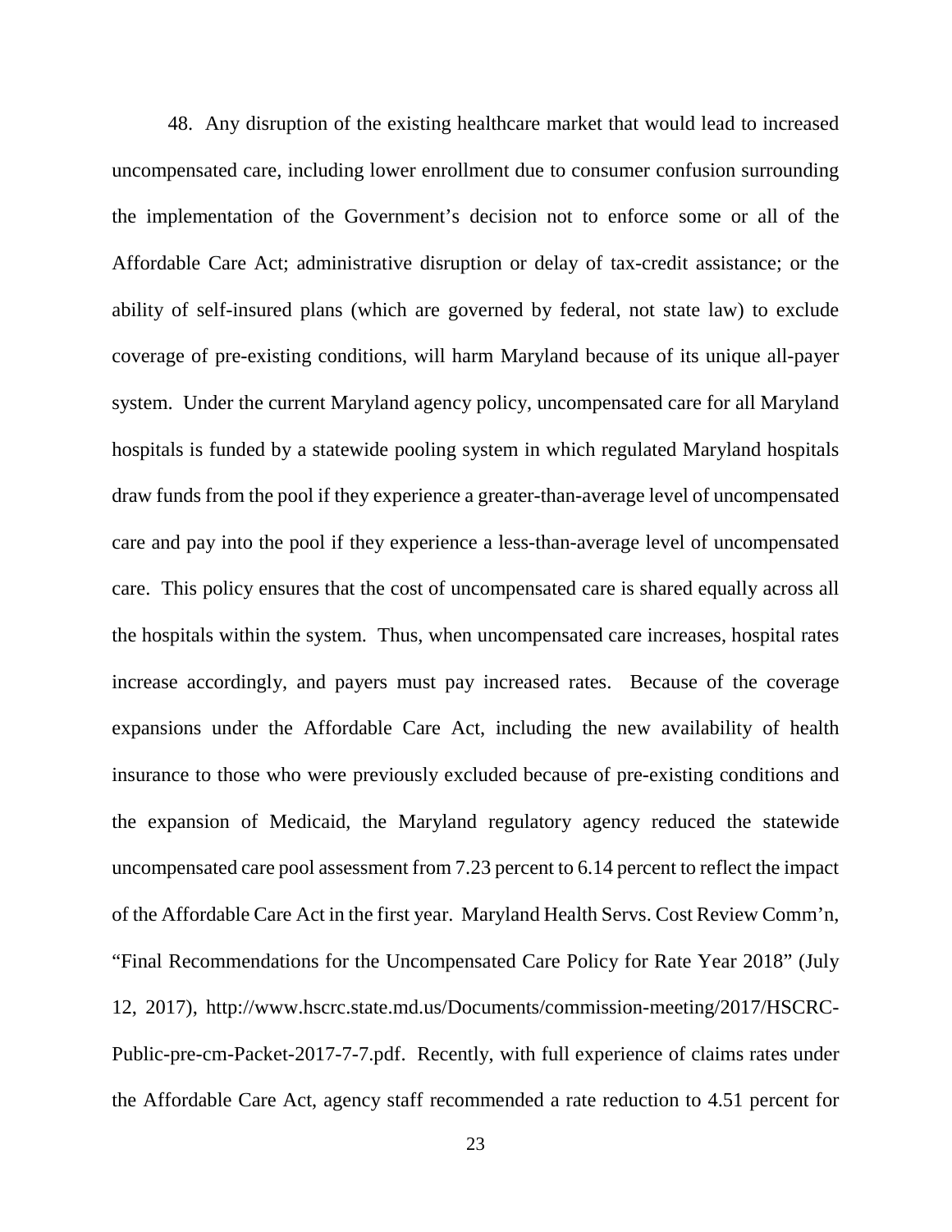48. Any disruption of the existing healthcare market that would lead to increased uncompensated care, including lower enrollment due to consumer confusion surrounding the implementation of the Government's decision not to enforce some or all of the Affordable Care Act; administrative disruption or delay of tax-credit assistance; or the ability of self-insured plans (which are governed by federal, not state law) to exclude coverage of pre-existing conditions, will harm Maryland because of its unique all-payer system. Under the current Maryland agency policy, uncompensated care for all Maryland hospitals is funded by a statewide pooling system in which regulated Maryland hospitals draw funds from the pool if they experience a greater-than-average level of uncompensated care and pay into the pool if they experience a less-than-average level of uncompensated care. This policy ensures that the cost of uncompensated care is shared equally across all the hospitals within the system. Thus, when uncompensated care increases, hospital rates increase accordingly, and payers must pay increased rates. Because of the coverage expansions under the Affordable Care Act, including the new availability of health insurance to those who were previously excluded because of pre-existing conditions and the expansion of Medicaid, the Maryland regulatory agency reduced the statewide uncompensated care pool assessment from 7.23 percent to 6.14 percent to reflect the impact of the Affordable Care Act in the first year. Maryland Health Servs. Cost Review Comm'n, "Final Recommendations for the Uncompensated Care Policy for Rate Year 2018" (July 12, 2017), http://www.hscrc.state.md.us/Documents/commission-meeting/2017/HSCRC-Public-pre-cm-Packet-2017-7-7.pdf. Recently, with full experience of claims rates under the Affordable Care Act, agency staff recommended a rate reduction to 4.51 percent for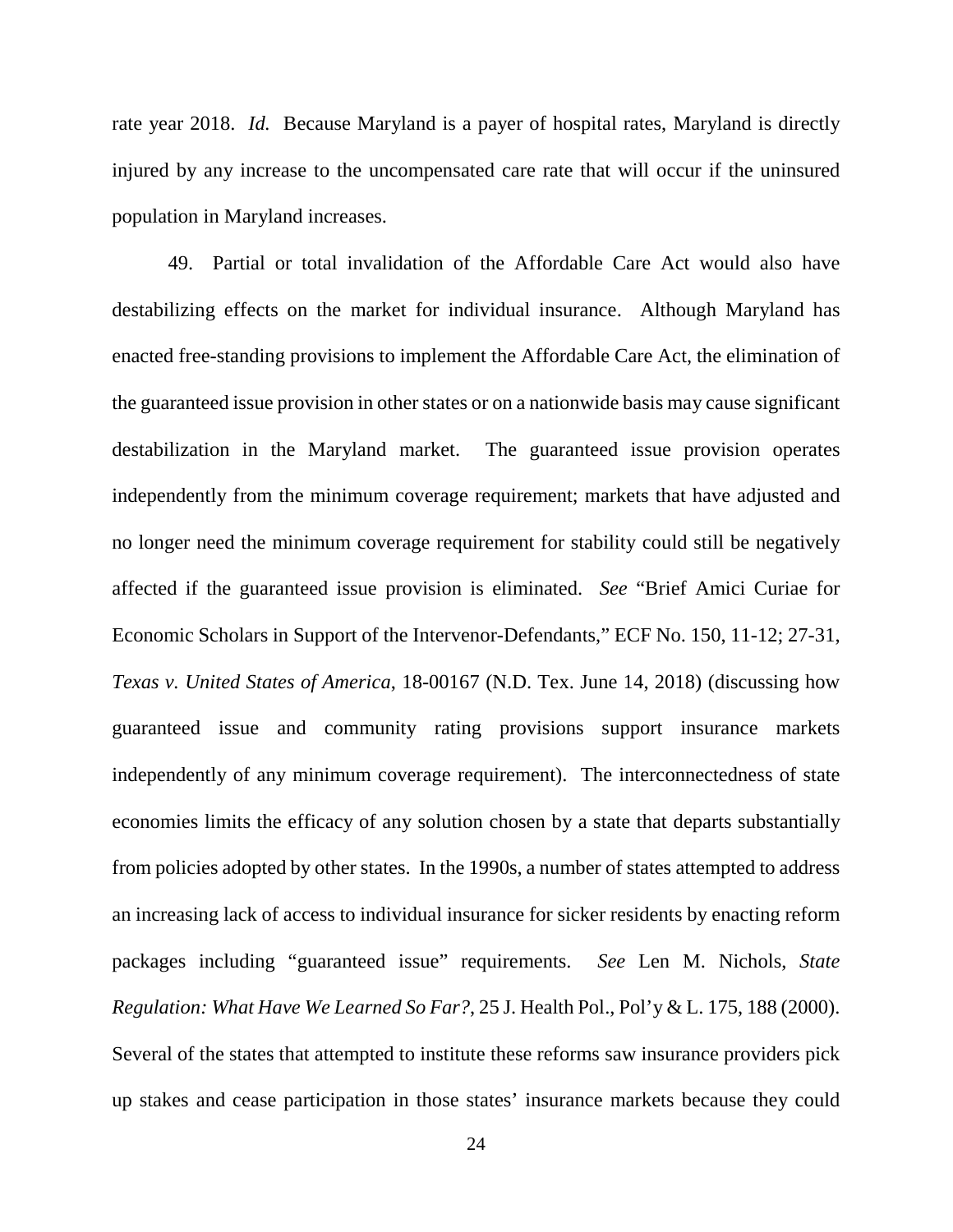rate year 2018. *Id.* Because Maryland is a payer of hospital rates, Maryland is directly injured by any increase to the uncompensated care rate that will occur if the uninsured population in Maryland increases.

49. Partial or total invalidation of the Affordable Care Act would also have destabilizing effects on the market for individual insurance. Although Maryland has enacted free-standing provisions to implement the Affordable Care Act, the elimination of the guaranteed issue provision in other states or on a nationwide basis may cause significant destabilization in the Maryland market. The guaranteed issue provision operates independently from the minimum coverage requirement; markets that have adjusted and no longer need the minimum coverage requirement for stability could still be negatively affected if the guaranteed issue provision is eliminated. *See* "Brief Amici Curiae for Economic Scholars in Support of the Intervenor-Defendants," ECF No. 150, 11-12; 27-31, *Texas v. United States of America*, 18-00167 (N.D. Tex. June 14, 2018) (discussing how guaranteed issue and community rating provisions support insurance markets independently of any minimum coverage requirement). The interconnectedness of state economies limits the efficacy of any solution chosen by a state that departs substantially from policies adopted by other states. In the 1990s, a number of states attempted to address an increasing lack of access to individual insurance for sicker residents by enacting reform packages including "guaranteed issue" requirements. *See* Len M. Nichols, *State Regulation: What Have We Learned So Far?*, 25 J. Health Pol., Pol'y & L. 175, 188 (2000). Several of the states that attempted to institute these reforms saw insurance providers pick up stakes and cease participation in those states' insurance markets because they could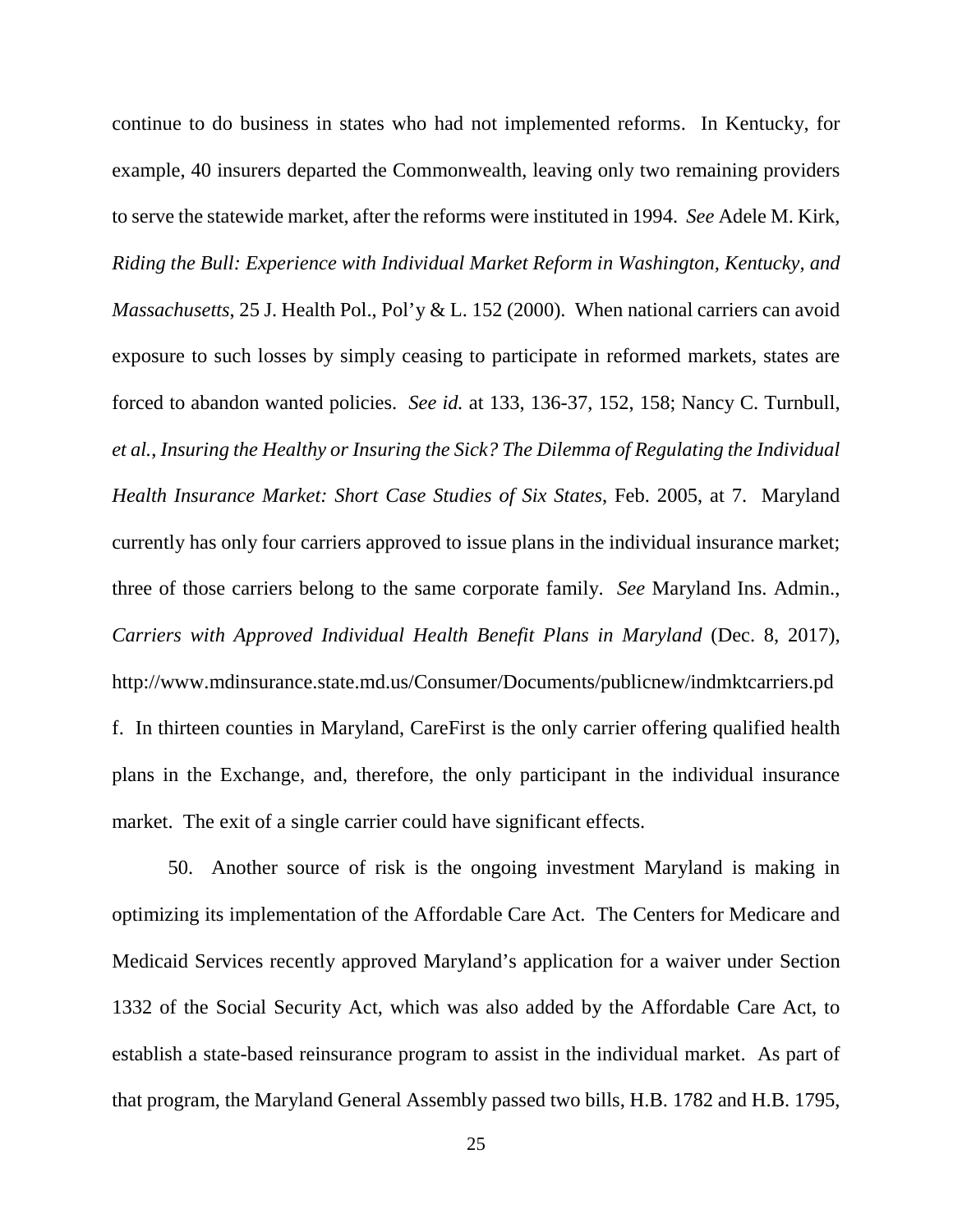continue to do business in states who had not implemented reforms. In Kentucky, for example, 40 insurers departed the Commonwealth, leaving only two remaining providers to serve the statewide market, after the reforms were instituted in 1994. *See* Adele M. Kirk, *Riding the Bull: Experience with Individual Market Reform in Washington, Kentucky, and Massachusetts*, 25 J. Health Pol., Pol'y & L. 152 (2000). When national carriers can avoid exposure to such losses by simply ceasing to participate in reformed markets, states are forced to abandon wanted policies. *See id.* at 133, 136-37, 152, 158; Nancy C. Turnbull, *et al.*, *Insuring the Healthy or Insuring the Sick? The Dilemma of Regulating the Individual Health Insurance Market: Short Case Studies of Six States*, Feb. 2005, at 7. Maryland currently has only four carriers approved to issue plans in the individual insurance market; three of those carriers belong to the same corporate family. *See* Maryland Ins. Admin., *Carriers with Approved Individual Health Benefit Plans in Maryland* (Dec. 8, 2017), http://www.mdinsurance.state.md.us/Consumer/Documents/publicnew/indmktcarriers.pdf. In thirteen counties in Maryland, CareFirst is the only carrier offering qualified health plans in the Exchange, and, therefore, the only participant in the individual insurance market. The exit of a single carrier could have significant effects.

50. Another source of risk is the ongoing investment Maryland is making in optimizing its implementation of the Affordable Care Act. The Centers for Medicare and Medicaid Services recently approved Maryland's application for a waiver under Section 1332 of the Social Security Act, which was also added by the Affordable Care Act, to establish a state-based reinsurance program to assist in the individual market. As part of that program, the Maryland General Assembly passed two bills, H.B. 1782 and H.B. 1795,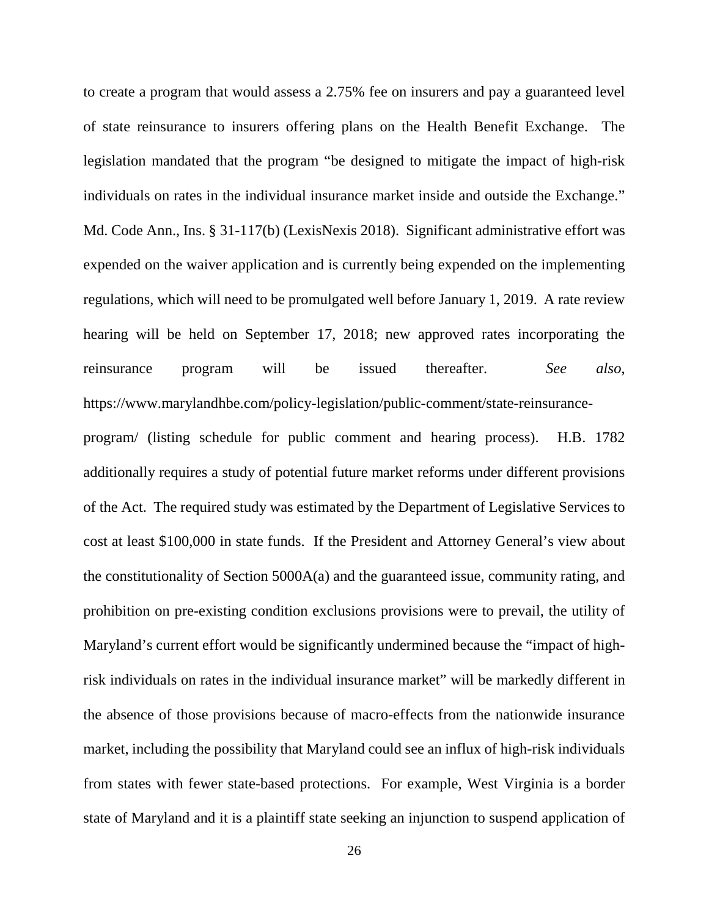to create a program that would assess a 2.75% fee on insurers and pay a guaranteed level of state reinsurance to insurers offering plans on the Health Benefit Exchange. The legislation mandated that the program "be designed to mitigate the impact of high-risk individuals on rates in the individual insurance market inside and outside the Exchange." Md. Code Ann., Ins. § 31-117(b) (LexisNexis 2018). Significant administrative effort was expended on the waiver application and is currently being expended on the implementing regulations, which will need to be promulgated well before January 1, 2019. A rate review hearing will be held on September 17, 2018; new approved rates incorporating the reinsurance program will be issued thereafter. *See also*, https://www.marylandhbe.com/policy-legislation/public-comment/state-reinsurance-program/ (listing schedule for public comment and hearing process). H.B. 1782 additionally requires a study of potential future market reforms under different provisions of the Act. The required study was estimated by the Department of Legislative Services to cost at least $100,000 in state funds. If the President and Attorney General's view about the constitutionality of Section 5000A(a) and the guaranteed issue, community rating, and prohibition on pre-existing condition exclusions provisions were to prevail, the utility of Maryland's current effort would be significantly undermined because the "impact of high-risk individuals on rates in the individual insurance market" will be markedly different in the absence of those provisions because of macro-effects from the nationwide insurance market, including the possibility that Maryland could see an influx of high-risk individuals from states with fewer state-based protections. For example, West Virginia is a border state of Maryland and it is a plaintiff state seeking an injunction to suspend application of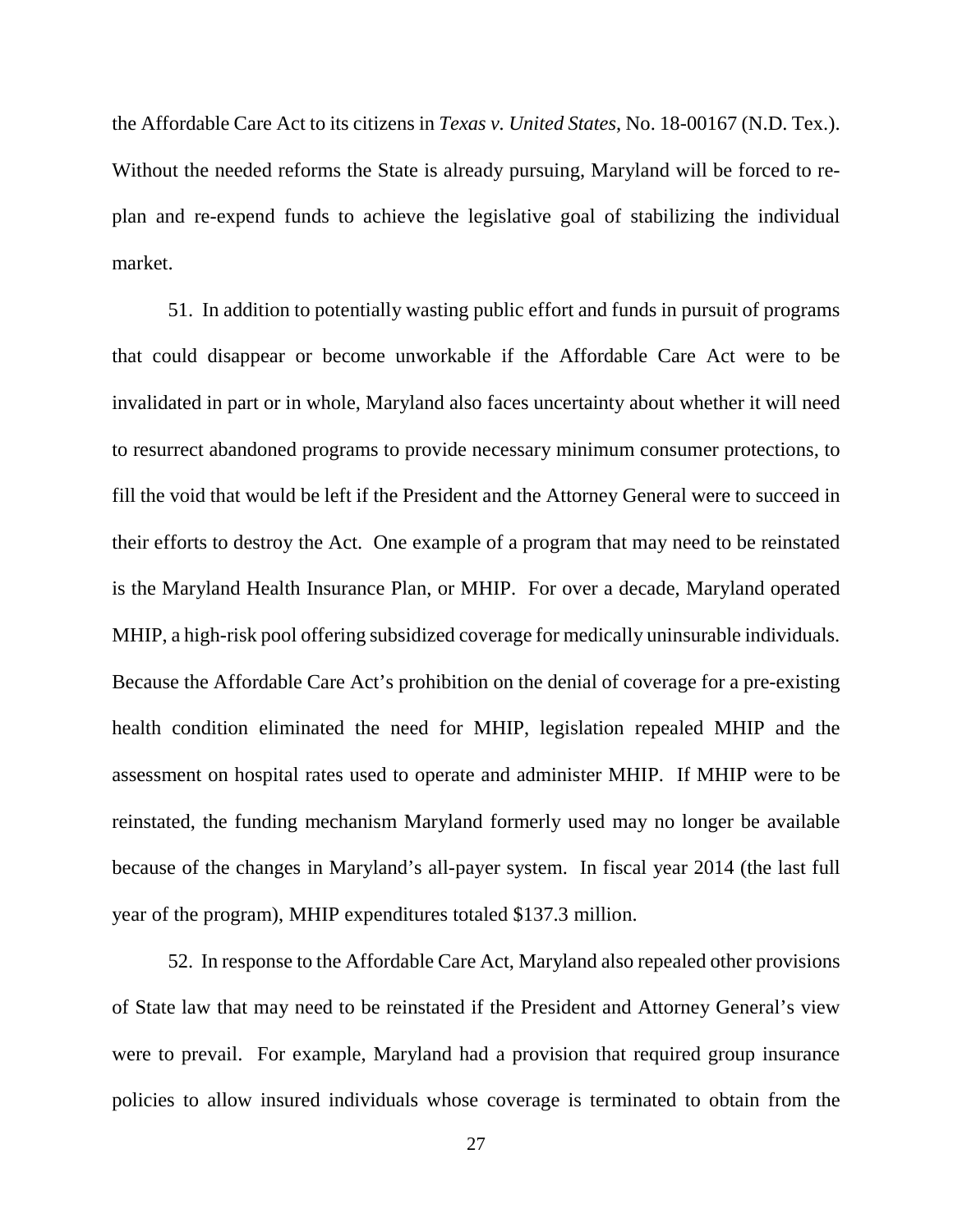the Affordable Care Act to its citizens in *Texas v. United States*, No. 18-00167 (N.D. Tex.). Without the needed reforms the State is already pursuing, Maryland will be forced to re-plan and re-expend funds to achieve the legislative goal of stabilizing the individual market.

51. In addition to potentially wasting public effort and funds in pursuit of programs that could disappear or become unworkable if the Affordable Care Act were to be invalidated in part or in whole, Maryland also faces uncertainty about whether it will need to resurrect abandoned programs to provide necessary minimum consumer protections, to fill the void that would be left if the President and the Attorney General were to succeed in their efforts to destroy the Act. One example of a program that may need to be reinstated is the Maryland Health Insurance Plan, or MHIP. For over a decade, Maryland operated MHIP, a high-risk pool offering subsidized coverage for medically uninsurable individuals. Because the Affordable Care Act's prohibition on the denial of coverage for a pre-existing health condition eliminated the need for MHIP, legislation repealed MHIP and the assessment on hospital rates used to operate and administer MHIP. If MHIP were to be reinstated, the funding mechanism Maryland formerly used may no longer be available because of the changes in Maryland's all-payer system. In fiscal year 2014 (the last full year of the program), MHIP expenditures totaled $137.3 million.

52. In response to the Affordable Care Act, Maryland also repealed other provisions of State law that may need to be reinstated if the President and Attorney General's view were to prevail. For example, Maryland had a provision that required group insurance policies to allow insured individuals whose coverage is terminated to obtain from the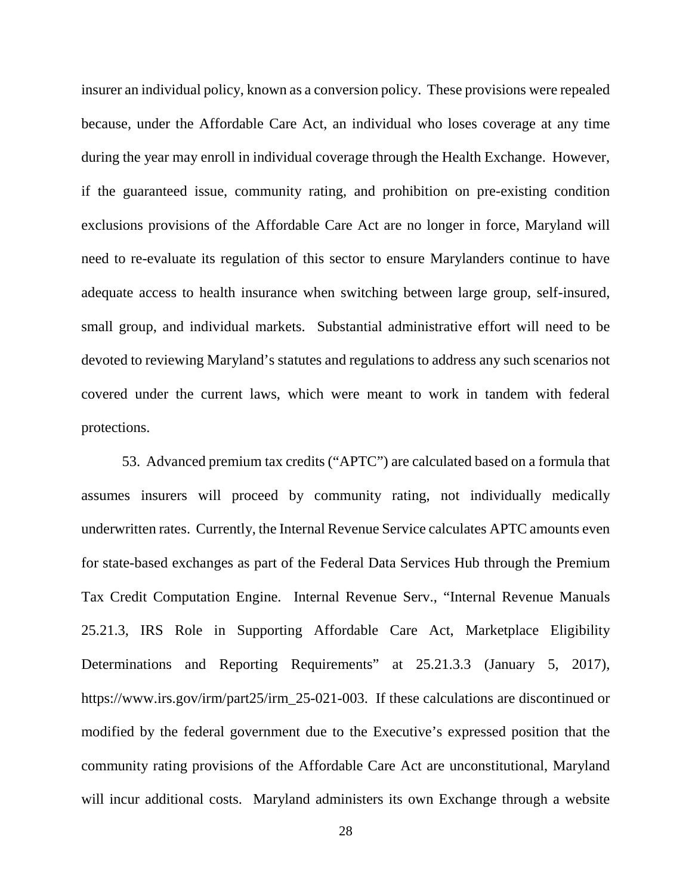insurer an individual policy, known as a conversion policy. These provisions were repealed because, under the Affordable Care Act, an individual who loses coverage at any time during the year may enroll in individual coverage through the Health Exchange. However, if the guaranteed issue, community rating, and prohibition on pre-existing condition exclusions provisions of the Affordable Care Act are no longer in force, Maryland will need to re-evaluate its regulation of this sector to ensure Marylanders continue to have adequate access to health insurance when switching between large group, self-insured, small group, and individual markets. Substantial administrative effort will need to be devoted to reviewing Maryland's statutes and regulations to address any such scenarios not covered under the current laws, which were meant to work in tandem with federal protections.

53. Advanced premium tax credits ("APTC") are calculated based on a formula that assumes insurers will proceed by community rating, not individually medically underwritten rates. Currently, the Internal Revenue Service calculates APTC amounts even for state-based exchanges as part of the Federal Data Services Hub through the Premium Tax Credit Computation Engine. Internal Revenue Serv., "Internal Revenue Manuals 25.21.3, IRS Role in Supporting Affordable Care Act, Marketplace Eligibility Determinations and Reporting Requirements" at 25.21.3.3 (January 5, 2017), https://www.irs.gov/irm/part25/irm_25-021-003. If these calculations are discontinued or modified by the federal government due to the Executive's expressed position that the community rating provisions of the Affordable Care Act are unconstitutional, Maryland will incur additional costs. Maryland administers its own Exchange through a website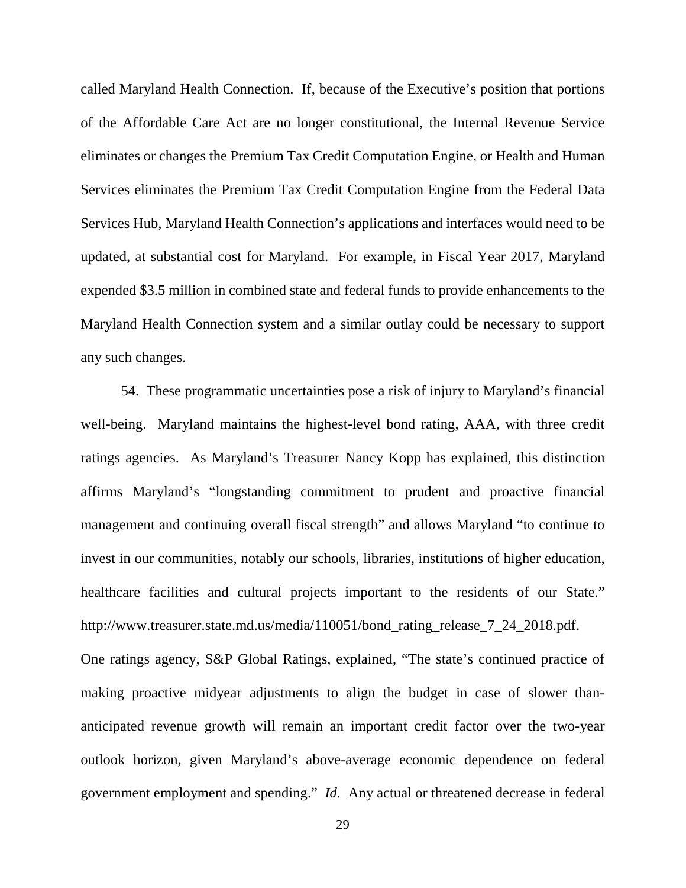called Maryland Health Connection. If, because of the Executive's position that portions of the Affordable Care Act are no longer constitutional, the Internal Revenue Service eliminates or changes the Premium Tax Credit Computation Engine, or Health and Human Services eliminates the Premium Tax Credit Computation Engine from the Federal Data Services Hub, Maryland Health Connection's applications and interfaces would need to be updated, at substantial cost for Maryland. For example, in Fiscal Year 2017, Maryland expended $3.5 million in combined state and federal funds to provide enhancements to the Maryland Health Connection system and a similar outlay could be necessary to support any such changes.

54. These programmatic uncertainties pose a risk of injury to Maryland's financial well-being. Maryland maintains the highest-level bond rating, AAA, with three credit ratings agencies. As Maryland's Treasurer Nancy Kopp has explained, this distinction affirms Maryland's "longstanding commitment to prudent and proactive financial management and continuing overall fiscal strength" and allows Maryland "to continue to invest in our communities, notably our schools, libraries, institutions of higher education, healthcare facilities and cultural projects important to the residents of our State." http://www.treasurer.state.md.us/media/110051/bond_rating_release_7_24_2018.pdf. One ratings agency, S&P Global Ratings, explained, "The state's continued practice of making proactive midyear adjustments to align the budget in case of slower than-anticipated revenue growth will remain an important credit factor over the two-year outlook horizon, given Maryland's above-average economic dependence on federal government employment and spending." *Id.* Any actual or threatened decrease in federal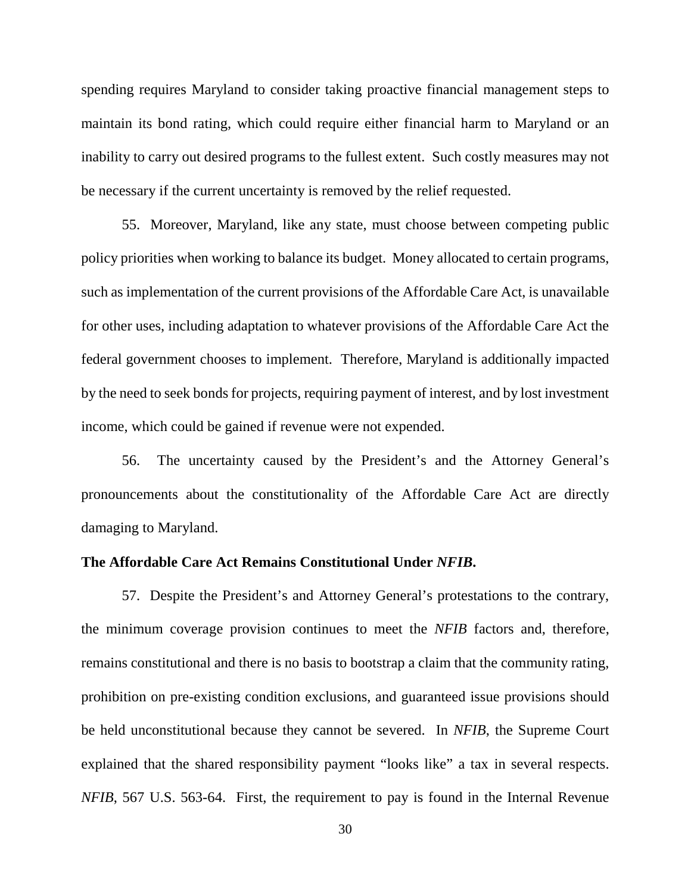spending requires Maryland to consider taking proactive financial management steps to maintain its bond rating, which could require either financial harm to Maryland or an inability to carry out desired programs to the fullest extent. Such costly measures may not be necessary if the current uncertainty is removed by the relief requested.

55. Moreover, Maryland, like any state, must choose between competing public policy priorities when working to balance its budget. Money allocated to certain programs, such as implementation of the current provisions of the Affordable Care Act, is unavailable for other uses, including adaptation to whatever provisions of the Affordable Care Act the federal government chooses to implement. Therefore, Maryland is additionally impacted by the need to seek bonds for projects, requiring payment of interest, and by lost investment income, which could be gained if revenue were not expended.

56. The uncertainty caused by the President's and the Attorney General's pronouncements about the constitutionality of the Affordable Care Act are directly damaging to Maryland.

**The Affordable Care Act Remains Constitutional Under *NFIB*.**

57. Despite the President's and Attorney General's protestations to the contrary, the minimum coverage provision continues to meet the *NFIB* factors and, therefore, remains constitutional and there is no basis to bootstrap a claim that the community rating, prohibition on pre-existing condition exclusions, and guaranteed issue provisions should be held unconstitutional because they cannot be severed. In *NFIB*, the Supreme Court explained that the shared responsibility payment "looks like" a tax in several respects. *NFIB*, 567 U.S. 563-64. First, the requirement to pay is found in the Internal Revenue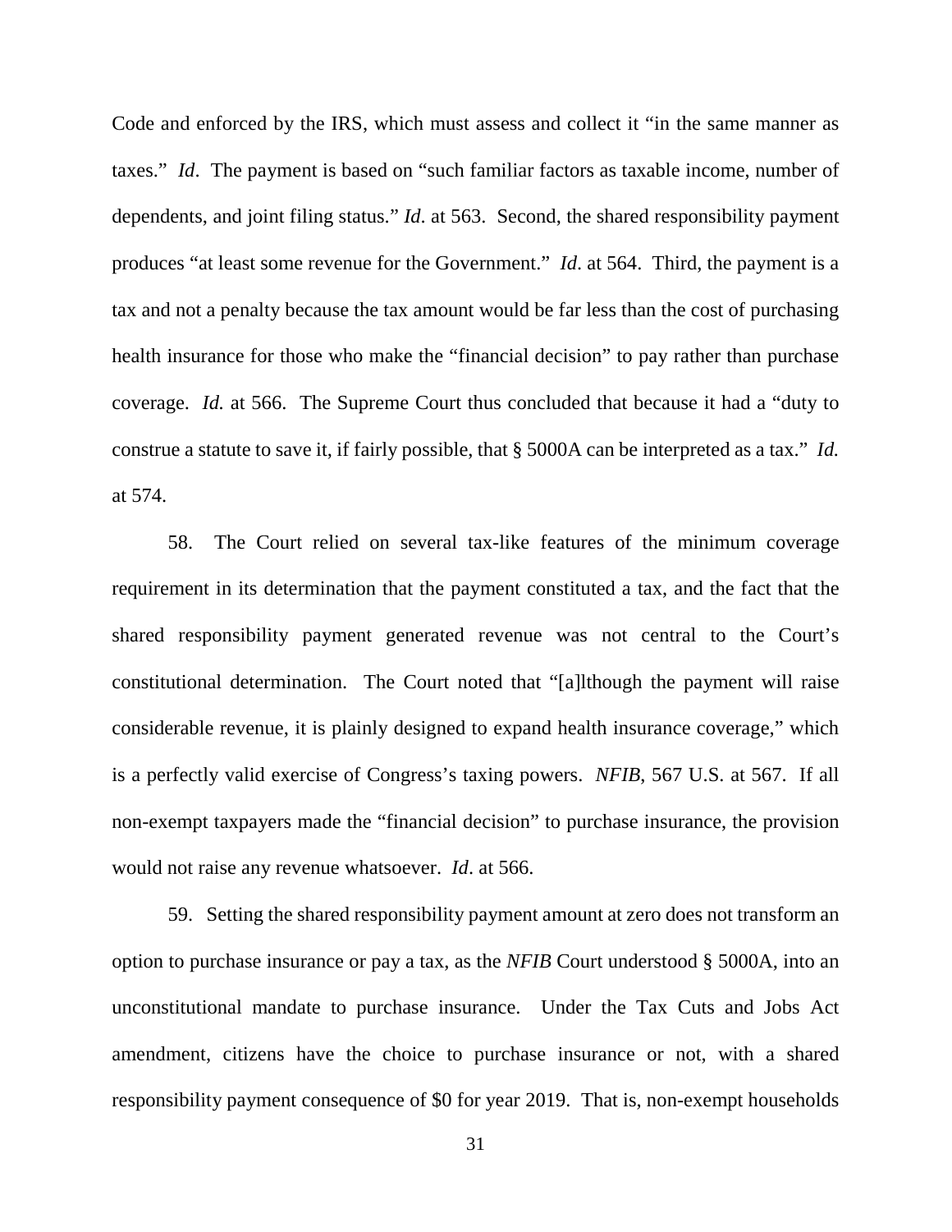Code and enforced by the IRS, which must assess and collect it "in the same manner as taxes." *Id*. The payment is based on "such familiar factors as taxable income, number of dependents, and joint filing status." *Id*. at 563. Second, the shared responsibility payment produces "at least some revenue for the Government." *Id*. at 564. Third, the payment is a tax and not a penalty because the tax amount would be far less than the cost of purchasing health insurance for those who make the "financial decision" to pay rather than purchase coverage. *Id.* at 566. The Supreme Court thus concluded that because it had a "duty to construe a statute to save it, if fairly possible, that § 5000A can be interpreted as a tax." *Id.* at 574.

58. The Court relied on several tax-like features of the minimum coverage requirement in its determination that the payment constituted a tax, and the fact that the shared responsibility payment generated revenue was not central to the Court's constitutional determination. The Court noted that "[a]lthough the payment will raise considerable revenue, it is plainly designed to expand health insurance coverage," which is a perfectly valid exercise of Congress's taxing powers. *NFIB*, 567 U.S. at 567. If all non-exempt taxpayers made the "financial decision" to purchase insurance, the provision would not raise any revenue whatsoever. *Id*. at 566.

59. Setting the shared responsibility payment amount at zero does not transform an option to purchase insurance or pay a tax, as the *NFIB* Court understood § 5000A, into an unconstitutional mandate to purchase insurance. Under the Tax Cuts and Jobs Act amendment, citizens have the choice to purchase insurance or not, with a shared responsibility payment consequence of $0 for year 2019. That is, non-exempt households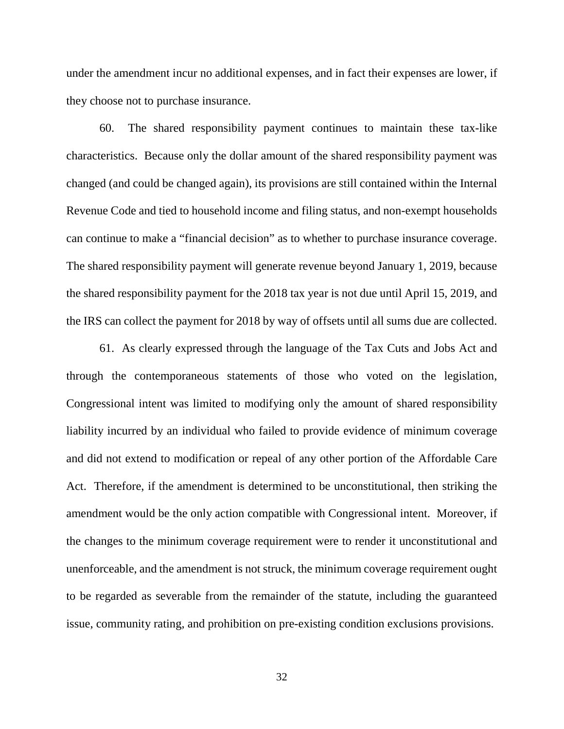under the amendment incur no additional expenses, and in fact their expenses are lower, if they choose not to purchase insurance.

60. The shared responsibility payment continues to maintain these tax-like characteristics. Because only the dollar amount of the shared responsibility payment was changed (and could be changed again), its provisions are still contained within the Internal Revenue Code and tied to household income and filing status, and non-exempt households can continue to make a "financial decision" as to whether to purchase insurance coverage. The shared responsibility payment will generate revenue beyond January 1, 2019, because the shared responsibility payment for the 2018 tax year is not due until April 15, 2019, and the IRS can collect the payment for 2018 by way of offsets until all sums due are collected.

61. As clearly expressed through the language of the Tax Cuts and Jobs Act and through the contemporaneous statements of those who voted on the legislation, Congressional intent was limited to modifying only the amount of shared responsibility liability incurred by an individual who failed to provide evidence of minimum coverage and did not extend to modification or repeal of any other portion of the Affordable Care Act. Therefore, if the amendment is determined to be unconstitutional, then striking the amendment would be the only action compatible with Congressional intent. Moreover, if the changes to the minimum coverage requirement were to render it unconstitutional and unenforceable, and the amendment is not struck, the minimum coverage requirement ought to be regarded as severable from the remainder of the statute, including the guaranteed issue, community rating, and prohibition on pre-existing condition exclusions provisions.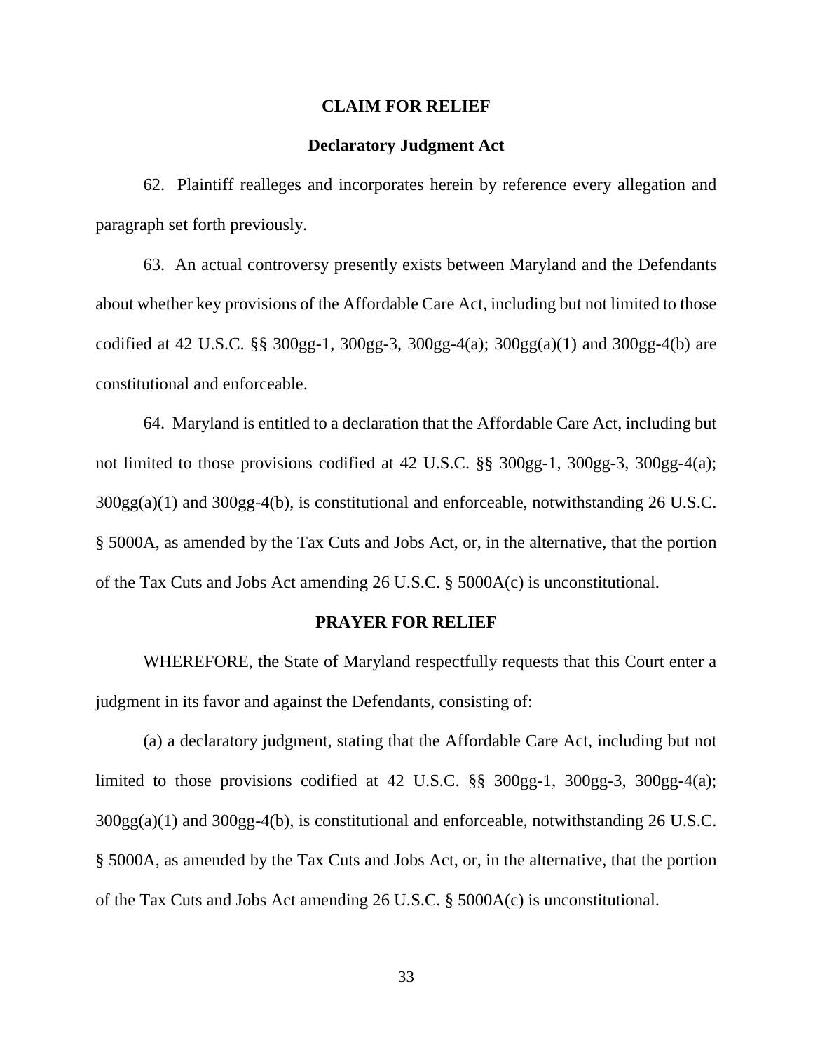## CLAIM FOR RELIEF

### Declaratory Judgment Act

62. Plaintiff realleges and incorporates herein by reference every allegation and paragraph set forth previously.

63. An actual controversy presently exists between Maryland and the Defendants about whether key provisions of the Affordable Care Act, including but not limited to those codified at 42 U.S.C. §§ 300gg-1, 300gg-3, 300gg-4(a); 300gg(a)(1) and 300gg-4(b) are constitutional and enforceable.

64. Maryland is entitled to a declaration that the Affordable Care Act, including but not limited to those provisions codified at 42 U.S.C. §§ 300gg-1, 300gg-3, 300gg-4(a); 300gg(a)(1) and 300gg-4(b), is constitutional and enforceable, notwithstanding 26 U.S.C. § 5000A, as amended by the Tax Cuts and Jobs Act, or, in the alternative, that the portion of the Tax Cuts and Jobs Act amending 26 U.S.C. § 5000A(c) is unconstitutional.

## PRAYER FOR RELIEF

WHEREFORE, the State of Maryland respectfully requests that this Court enter a judgment in its favor and against the Defendants, consisting of:

(a) a declaratory judgment, stating that the Affordable Care Act, including but not limited to those provisions codified at 42 U.S.C. §§ 300gg-1, 300gg-3, 300gg-4(a); 300gg(a)(1) and 300gg-4(b), is constitutional and enforceable, notwithstanding 26 U.S.C. § 5000A, as amended by the Tax Cuts and Jobs Act, or, in the alternative, that the portion of the Tax Cuts and Jobs Act amending 26 U.S.C. § 5000A(c) is unconstitutional.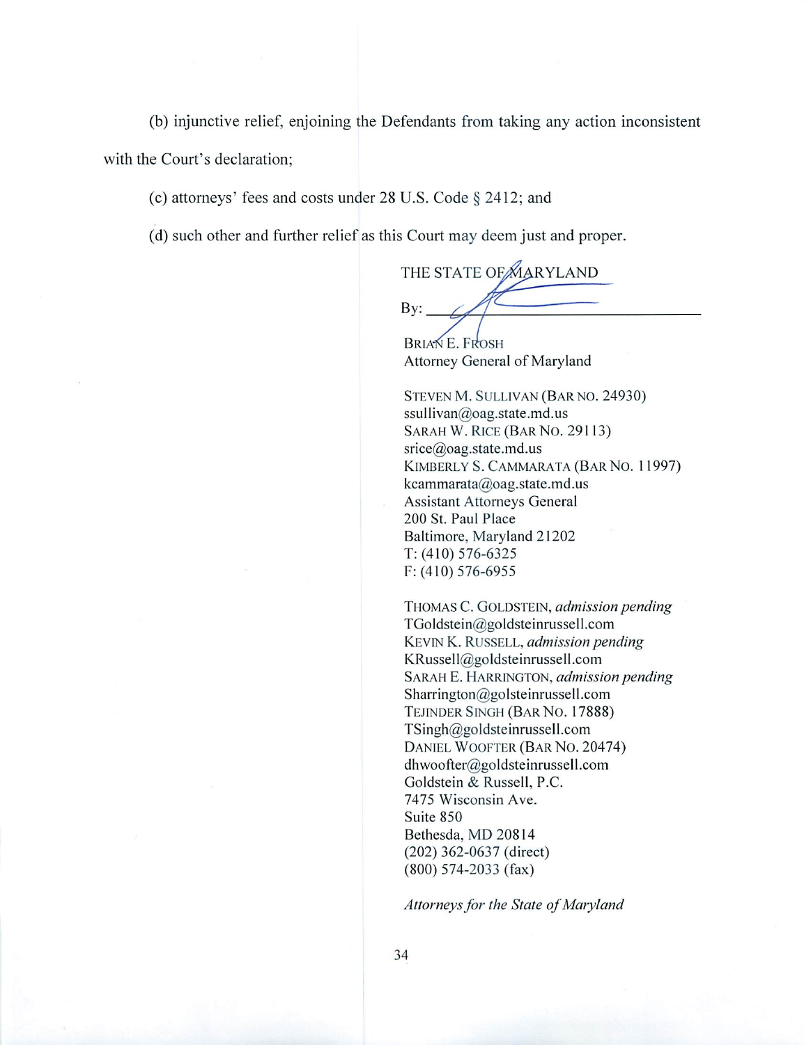(b) injunctive relief, enjoining the Defendants from taking any action inconsistent with the Court's declaration;

(c) attorneys' fees and costs under 28 U.S. Code § 2412; and

(d) such other and further relief as this Court may deem just and proper.

THE STATE OF MARYLAND

By: ______________________________

BRIAN E. FROSH
Attorney General of Maryland

STEVEN M. SULLIVAN (BAR NO. 24930)
ssullivan@oag.state.md.us
SARAH W. RICE (BAR NO. 29113)
srice@oag.state.md.us
KIMBERLY S. CAMMARATA (BAR NO. 11997)
kcammarata@oag.state.md.us
Assistant Attorneys General
200 St. Paul Place
Baltimore, Maryland 21202
T: (410) 576-6325
F: (410) 576-6955

THOMAS C. GOLDSTEIN, *admission pending*
TGoldstein@goldsteinrussell.com
KEVIN K. RUSSELL, *admission pending*
KRussell@goldsteinrussell.com
SARAH E. HARRINGTON, *admission pending*
Sharrington@golsteinrussell.com
TEJINDER SINGH (BAR NO. 17888)
TSingh@goldsteinrussell.com
DANIEL WOOFTER (BAR NO. 20474)
dhwoofter@goldsteinrussell.com
Goldstein & Russell, P.C.
7475 Wisconsin Ave.
Suite 850
Bethesda, MD 20814
(202) 362-0637 (direct)
(800) 574-2033 (fax)

*Attorneys for the State of Maryland*